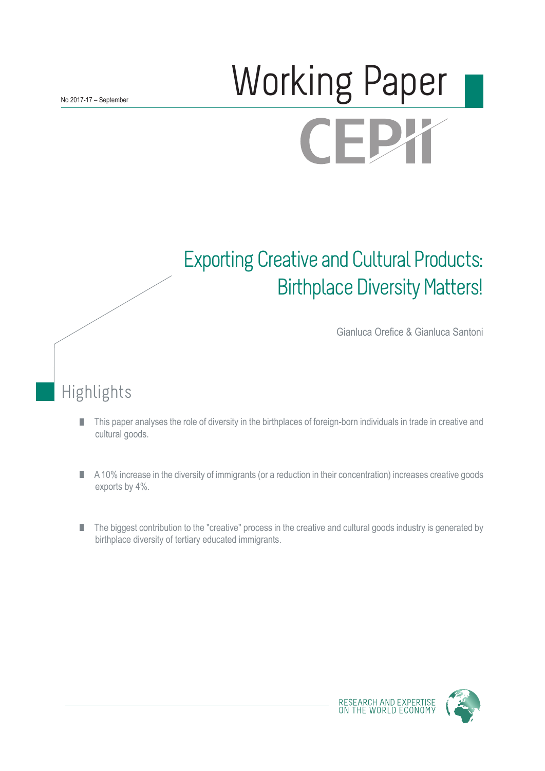No 2017-17 – September

# Working Paper

CEPII

# Exporting Creative and Cultural Products: Birthplace Diversity Matters!

Gianluca Orefice & Gianluca Santoni

## Highlights

- This paper analyses the role of diversity in the birthplaces of foreign-born individuals in trade in creative and cultural goods.
- A 10% increase in the diversity of immigrants (or a reduction in their concentration) increases creative goods exports by 4%.
- The biggest contribution to the "creative" process in the creative and cultural goods industry is generated by birthplace diversity of tertiary educated immigrants.

RESEARCH AND EXPERTISE ON THE WORLD ECONOMY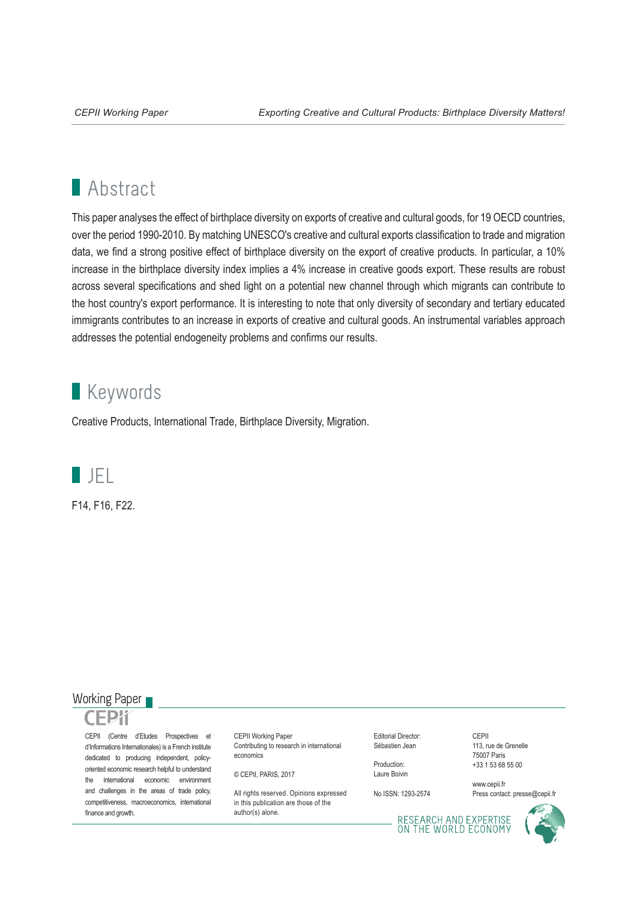## Abstract

This paper analyses the effect of birthplace diversity on exports of creative and cultural goods, for 19 OECD countries, over the period 1990-2010. By matching UNESCO's creative and cultural exports classification to trade and migration data, we find a strong positive effect of birthplace diversity on the export of creative products. In particular, a 10% increase in the birthplace diversity index implies a 4% increase in creative goods export. These results are robust across several specifications and shed light on a potential new channel through which migrants can contribute to the host country's export performance. It is interesting to note that only diversity of secondary and tertiary educated immigrants contributes to an increase in exports of creative and cultural goods. An instrumental variables approach addresses the potential endogeneity problems and confirms our results.

## Keywords

Creative Products, International Trade, Birthplace Diversity, Migration.

## JEL

F14, F16, F22.

Working Paper

CEPII

CEPII (Centre d'Etudes Prospectives et d'Informations Internationales) is a French institute dedicated to producing independent, policy-oriented economic research helpful to understand the international economic environment and challenges in the areas of trade policy, competitiveness, macroeconomics, international finance and growth.

CEPII Working Paper
Contributing to research in international economics

© CEPII, PARIS, 2017

All rights reserved. Opinions expressed in this publication are those of the author(s) alone.

Editorial Director:
Sébastien Jean

Production:
Laure Boivin

No ISSN: 1293-2574

CEPII
113, rue de Grenelle
75007 Paris
+33 1 53 68 55 00

www.cepii.fr
Press contact: presse@cepii.fr

RESEARCH AND EXPERTISE ON THE WORLD ECONOMY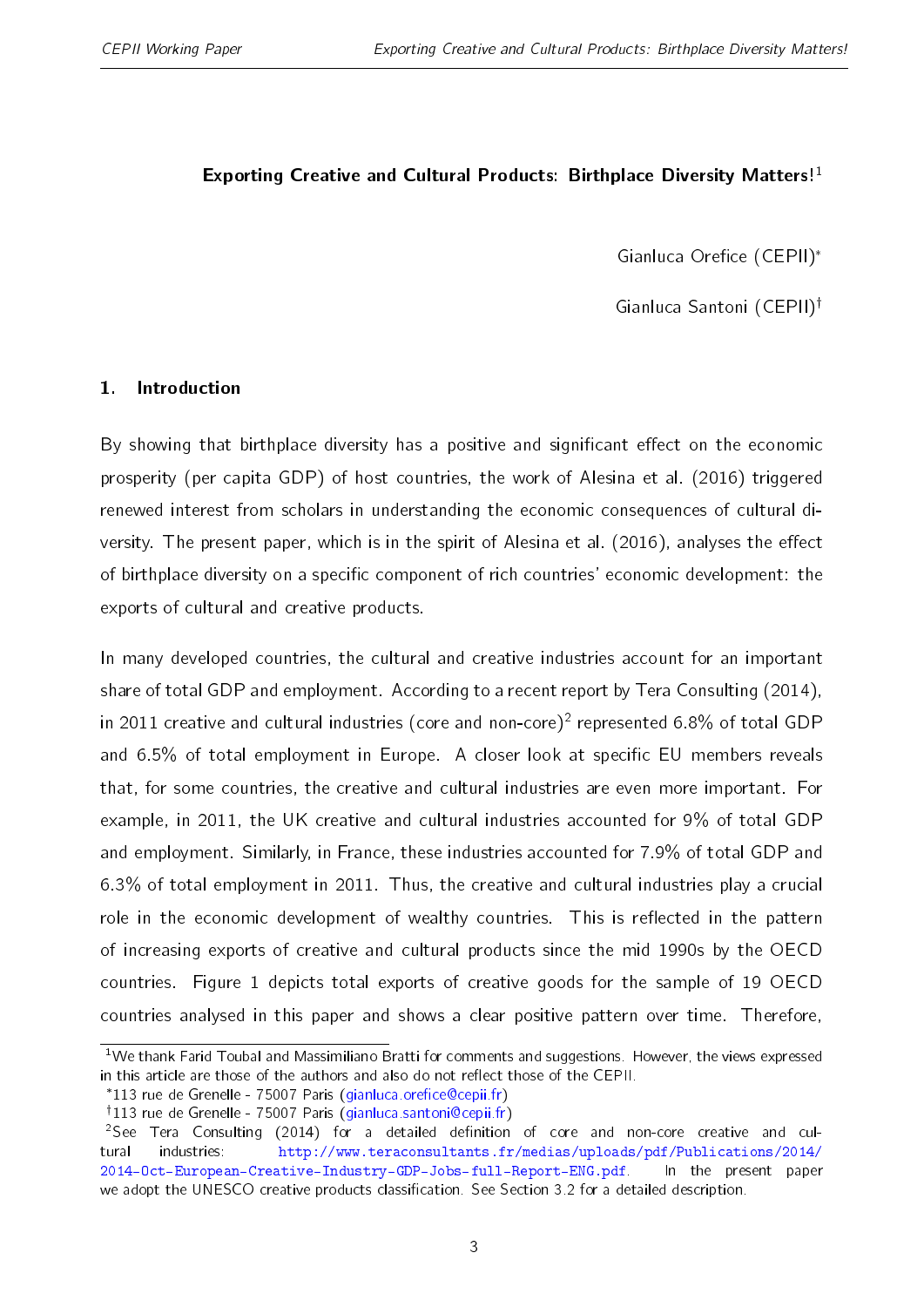## Exporting Creative and Cultural Products: Birthplace Diversity Matters![1]

Gianluca Orefice (CEPII)*

Gianluca Santoni (CEPII)†

## 1. Introduction

By showing that birthplace diversity has a positive and significant effect on the economic prosperity (per capita GDP) of host countries, the work of Alesina et al. (2016) triggered renewed interest from scholars in understanding the economic consequences of cultural diversity. The present paper, which is in the spirit of Alesina et al. (2016), analyses the effect of birthplace diversity on a specific component of rich countries' economic development: the exports of cultural and creative products.

In many developed countries, the cultural and creative industries account for an important share of total GDP and employment. According to a recent report by Tera Consulting (2014), in 2011 creative and cultural industries (core and non-core)[2] represented 6.8% of total GDP and 6.5% of total employment in Europe. A closer look at specific EU members reveals that, for some countries, the creative and cultural industries are even more important. For example, in 2011, the UK creative and cultural industries accounted for 9% of total GDP and employment. Similarly, in France, these industries accounted for 7.9% of total GDP and 6.3% of total employment in 2011. Thus, the creative and cultural industries play a crucial role in the economic development of wealthy countries. This is reflected in the pattern of increasing exports of creative and cultural products since the mid 1990s by the OECD countries. Figure 1 depicts total exports of creative goods for the sample of 19 OECD countries analysed in this paper and shows a clear positive pattern over time. Therefore,

---

[1] We thank Farid Toubal and Massimiliano Bratti for comments and suggestions. However, the views expressed in this article are those of the authors and also do not reflect those of the CEPII.

*113 rue de Grenelle - 75007 Paris (gianluca.orefice@cepii.fr)

†113 rue de Grenelle - 75007 Paris (gianluca.santoni@cepii.fr)

[2] See Tera Consulting (2014) for a detailed definition of core and non-core creative and cultural industries: http://www.teraconsultants.fr/medias/uploads/pdf/Publications/2014/2014-Oct-European-Creative-Industry-GDP-Jobs-full-Report-ENG.pdf. In the present paper we adopt the UNESCO creative products classification. See Section 3.2 for a detailed description.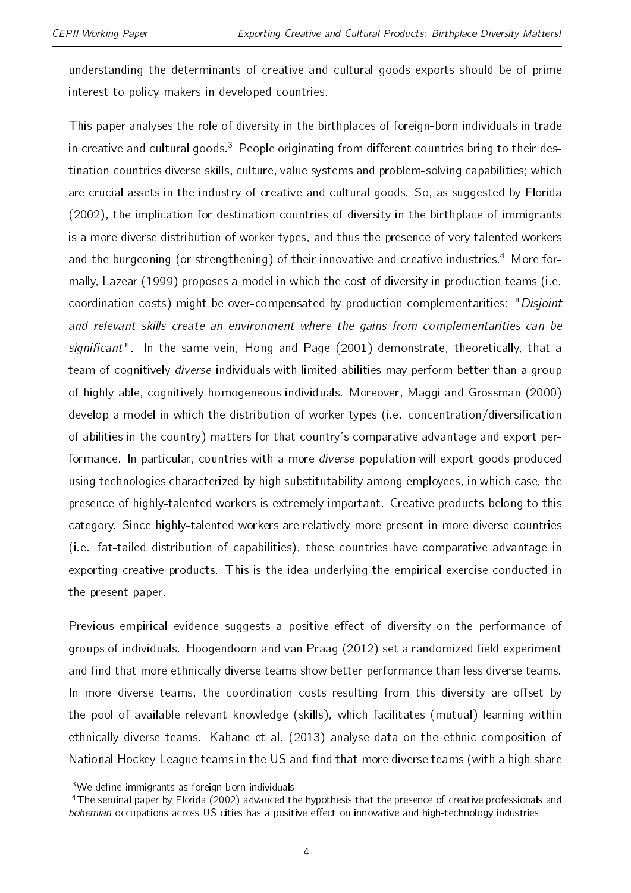understanding the determinants of creative and cultural goods exports should be of prime interest to policy makers in developed countries.

This paper analyses the role of diversity in the birthplaces of foreign-born individuals in trade in creative and cultural goods.[3] People originating from different countries bring to their destination countries diverse skills, culture, value systems and problem-solving capabilities; which are crucial assets in the industry of creative and cultural goods. So, as suggested by Florida (2002), the implication for destination countries of diversity in the birthplace of immigrants is a more diverse distribution of worker types, and thus the presence of very talented workers and the burgeoning (or strengthening) of their innovative and creative industries.[4] More formally, Lazear (1999) proposes a model in which the cost of diversity in production teams (i.e. coordination costs) might be over-compensated by production complementarities: "*Disjoint and relevant skills create an environment where the gains from complementarities can be significant*". In the same vein, Hong and Page (2001) demonstrate, theoretically, that a team of cognitively *diverse* individuals with limited abilities may perform better than a group of highly able, cognitively homogeneous individuals. Moreover, Maggi and Grossman (2000) develop a model in which the distribution of worker types (i.e. concentration/diversification of abilities in the country) matters for that country's comparative advantage and export performance. In particular, countries with a more *diverse* population will export goods produced using technologies characterized by high substitutability among employees, in which case, the presence of highly-talented workers is extremely important. Creative products belong to this category. Since highly-talented workers are relatively more present in more diverse countries (i.e. fat-tailed distribution of capabilities), these countries have comparative advantage in exporting creative products. This is the idea underlying the empirical exercise conducted in the present paper.

Previous empirical evidence suggests a positive effect of diversity on the performance of groups of individuals. Hoogendoorn and van Praag (2012) set a randomized field experiment and find that more ethnically diverse teams show better performance than less diverse teams. In more diverse teams, the coordination costs resulting from this diversity are offset by the pool of available relevant knowledge (skills), which facilitates (mutual) learning within ethnically diverse teams. Kahane et al. (2013) analyse data on the ethnic composition of National Hockey League teams in the US and find that more diverse teams (with a high share

[3] We define immigrants as foreign-born individuals.

[4] The seminal paper by Florida (2002) advanced the hypothesis that the presence of creative professionals and *bohemian* occupations across US cities has a positive effect on innovative and high-technology industries.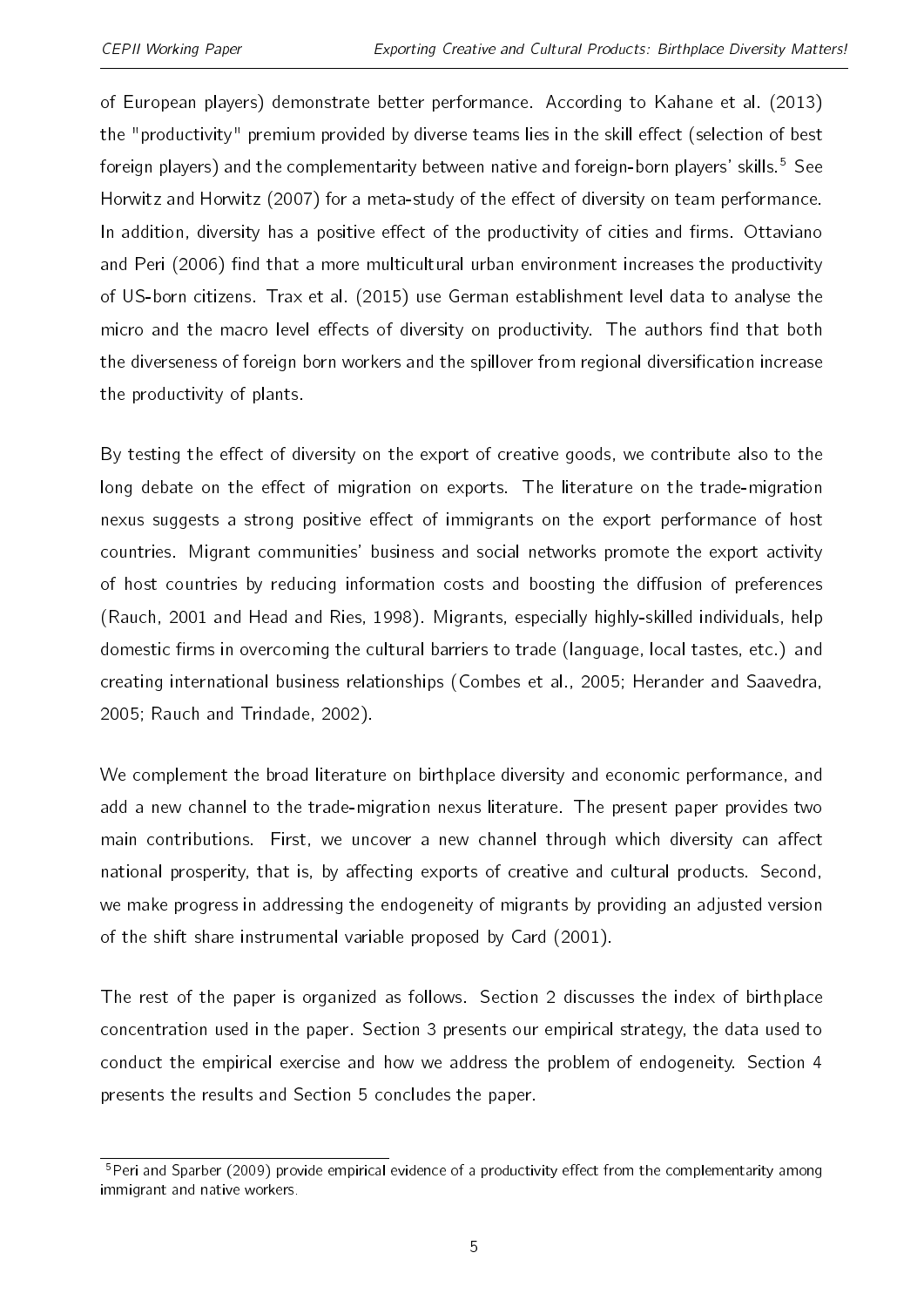of European players) demonstrate better performance. According to Kahane et al. (2013) the "productivity" premium provided by diverse teams lies in the skill effect (selection of best foreign players) and the complementarity between native and foreign-born players' skills.[5] See Horwitz and Horwitz (2007) for a meta-study of the effect of diversity on team performance. In addition, diversity has a positive effect of the productivity of cities and firms. Ottaviano and Peri (2006) find that a more multicultural urban environment increases the productivity of US-born citizens. Trax et al. (2015) use German establishment level data to analyse the micro and the macro level effects of diversity on productivity. The authors find that both the diverseness of foreign born workers and the spillover from regional diversification increase the productivity of plants.

By testing the effect of diversity on the export of creative goods, we contribute also to the long debate on the effect of migration on exports. The literature on the trade-migration nexus suggests a strong positive effect of immigrants on the export performance of host countries. Migrant communities' business and social networks promote the export activity of host countries by reducing information costs and boosting the diffusion of preferences (Rauch, 2001 and Head and Ries, 1998). Migrants, especially highly-skilled individuals, help domestic firms in overcoming the cultural barriers to trade (language, local tastes, etc.) and creating international business relationships (Combes et al., 2005; Herander and Saavedra, 2005; Rauch and Trindade, 2002).

We complement the broad literature on birthplace diversity and economic performance, and add a new channel to the trade-migration nexus literature. The present paper provides two main contributions. First, we uncover a new channel through which diversity can affect national prosperity, that is, by affecting exports of creative and cultural products. Second, we make progress in addressing the endogeneity of migrants by providing an adjusted version of the shift share instrumental variable proposed by Card (2001).

The rest of the paper is organized as follows. Section 2 discusses the index of birthplace concentration used in the paper. Section 3 presents our empirical strategy, the data used to conduct the empirical exercise and how we address the problem of endogeneity. Section 4 presents the results and Section 5 concludes the paper.

[5] Peri and Sparber (2009) provide empirical evidence of a productivity effect from the complementarity among immigrant and native workers.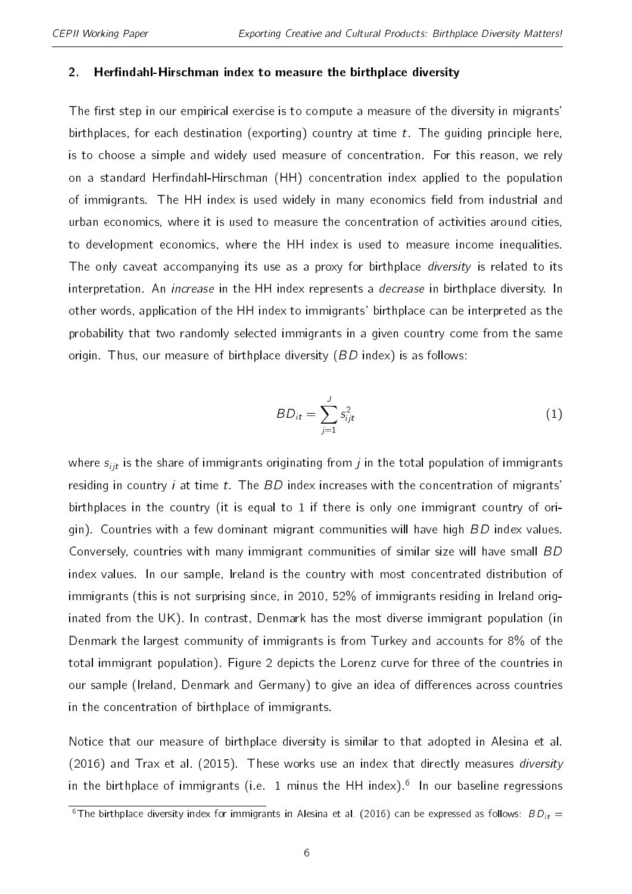## 2. Herfindahl-Hirschman index to measure the birthplace diversity

The first step in our empirical exercise is to compute a measure of the diversity in migrants' birthplaces, for each destination (exporting) country at time $t$. The guiding principle here, is to choose a simple and widely used measure of concentration. For this reason, we rely on a standard Herfindahl-Hirschman (HH) concentration index applied to the population of immigrants. The HH index is used widely in many economics field from industrial and urban economics, where it is used to measure the concentration of activities around cities, to development economics, where the HH index is used to measure income inequalities. The only caveat accompanying its use as a proxy for birthplace *diversity* is related to its interpretation. An *increase* in the HH index represents a *decrease* in birthplace diversity. In other words, application of the HH index to immigrants' birthplace can be interpreted as the probability that two randomly selected immigrants in a given country come from the same origin. Thus, our measure of birthplace diversity ($BD$ index) is as follows:

$$BD_{it} = \sum_{j=1}^{J} s_{ijt}^2 \tag{1}$$

where $s_{ijt}$ is the share of immigrants originating from $j$ in the total population of immigrants residing in country $i$ at time $t$. The $BD$ index increases with the concentration of migrants' birthplaces in the country (it is equal to 1 if there is only one immigrant country of origin). Countries with a few dominant migrant communities will have high $BD$ index values. Conversely, countries with many immigrant communities of similar size will have small $BD$ index values. In our sample, Ireland is the country with most concentrated distribution of immigrants (this is not surprising since, in 2010, 52% of immigrants residing in Ireland originated from the UK). In contrast, Denmark has the most diverse immigrant population (in Denmark the largest community of immigrants is from Turkey and accounts for 8% of the total immigrant population). Figure 2 depicts the Lorenz curve for three of the countries in our sample (Ireland, Denmark and Germany) to give an idea of differences across countries in the concentration of birthplace of immigrants.

Notice that our measure of birthplace diversity is similar to that adopted in Alesina et al. (2016) and Trax et al. (2015). These works use an index that directly measures *diversity* in the birthplace of immigrants (i.e. 1 minus the HH index).[6] In our baseline regressions

[6] The birthplace diversity index for immigrants in Alesina et al. (2016) can be expressed as follows: $BD_{it} =$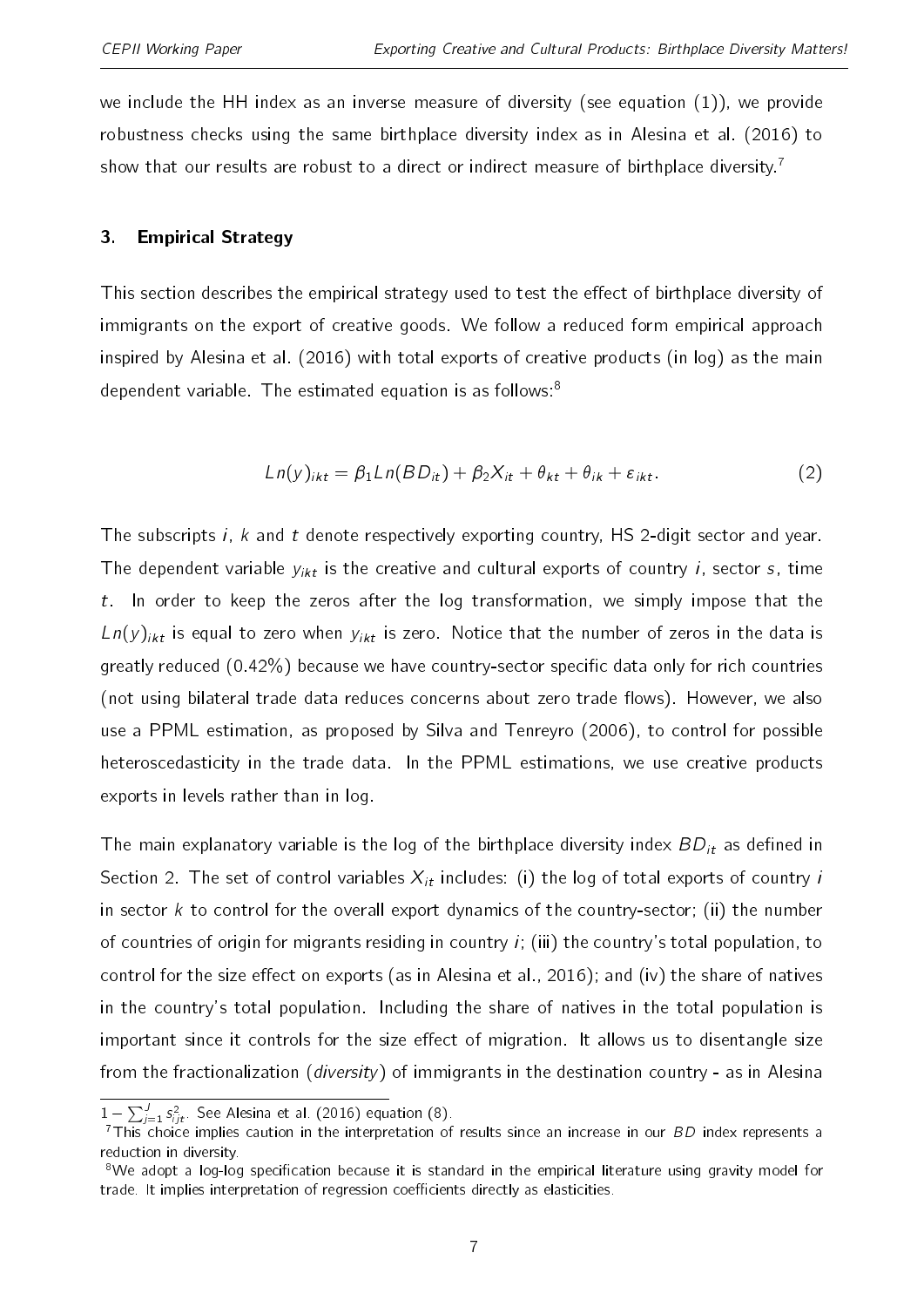we include the HH index as an inverse measure of diversity (see equation (1)), we provide robustness checks using the same birthplace diversity index as in Alesina et al. (2016) to show that our results are robust to a direct or indirect measure of birthplace diversity.[7]

## 3. Empirical Strategy

This section describes the empirical strategy used to test the effect of birthplace diversity of immigrants on the export of creative goods. We follow a reduced form empirical approach inspired by Alesina et al. (2016) with total exports of creative products (in log) as the main dependent variable. The estimated equation is as follows:[8]

$$Ln(y)_{ikt} = \beta_1 Ln(BD_{it}) + \beta_2 X_{it} + \theta_{kt} + \theta_{ik} + \varepsilon_{ikt}. \tag{2}$$

The subscripts $i$, $k$ and $t$ denote respectively exporting country, HS 2-digit sector and year. The dependent variable $y_{ikt}$ is the creative and cultural exports of country $i$, sector $s$, time $t$. In order to keep the zeros after the log transformation, we simply impose that the $Ln(y)_{ikt}$ is equal to zero when $y_{ikt}$ is zero. Notice that the number of zeros in the data is greatly reduced (0.42%) because we have country-sector specific data only for rich countries (not using bilateral trade data reduces concerns about zero trade flows). However, we also use a PPML estimation, as proposed by Silva and Tenreyro (2006), to control for possible heteroscedasticity in the trade data. In the PPML estimations, we use creative products exports in levels rather than in log.

The main explanatory variable is the log of the birthplace diversity index $BD_{it}$ as defined in Section 2. The set of control variables $X_{it}$ includes: (i) the log of total exports of country $i$ in sector $k$ to control for the overall export dynamics of the country-sector; (ii) the number of countries of origin for migrants residing in country $i$; (iii) the country's total population, to control for the size effect on exports (as in Alesina et al., 2016); and (iv) the share of natives in the country's total population. Including the share of natives in the total population is important since it controls for the size effect of migration. It allows us to disentangle size from the fractionalization (*diversity*) of immigrants in the destination country - as in Alesina

$1 - \sum_{j=1}^{J} s_{ijt}^2$. See Alesina et al. (2016) equation (8).

[7] This choice implies caution in the interpretation of results since an increase in our $BD$ index represents a reduction in diversity.

[8] We adopt a log-log specification because it is standard in the empirical literature using gravity model for trade. It implies interpretation of regression coefficients directly as elasticities.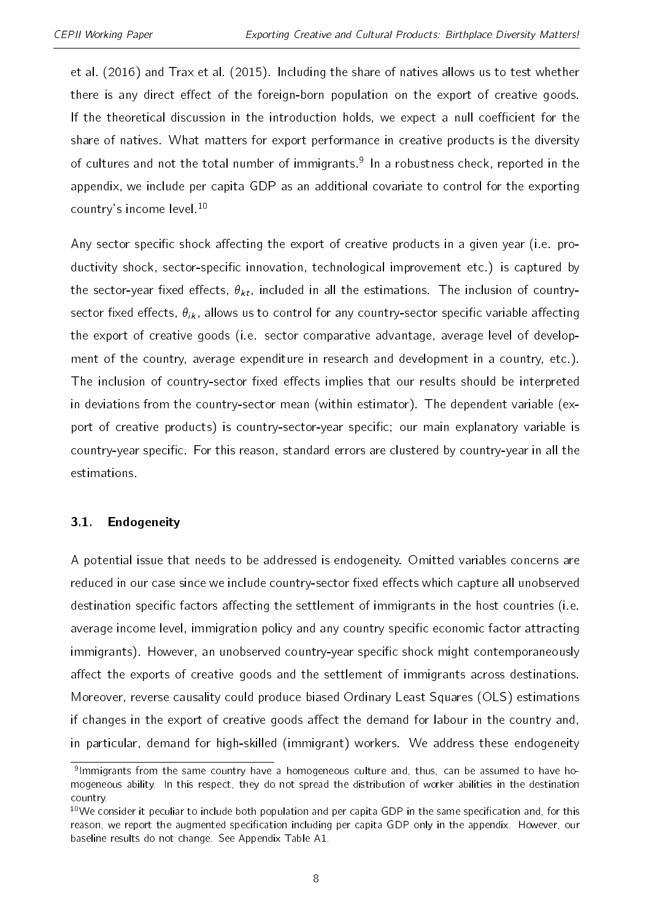et al. (2016) and Trax et al. (2015). Including the share of natives allows us to test whether there is any direct effect of the foreign-born population on the export of creative goods. If the theoretical discussion in the introduction holds, we expect a null coefficient for the share of natives. What matters for export performance in creative products is the diversity of cultures and not the total number of immigrants.[9] In a robustness check, reported in the appendix, we include per capita GDP as an additional covariate to control for the exporting country's income level.[10]

Any sector specific shock affecting the export of creative products in a given year (i.e. productivity shock, sector-specific innovation, technological improvement etc.) is captured by the sector-year fixed effects, $\theta_{kt}$, included in all the estimations. The inclusion of country-sector fixed effects, $\theta_{ik}$, allows us to control for any country-sector specific variable affecting the export of creative goods (i.e. sector comparative advantage, average level of development of the country, average expenditure in research and development in a country, etc.). The inclusion of country-sector fixed effects implies that our results should be interpreted in deviations from the country-sector mean (within estimator). The dependent variable (export of creative products) is country-sector-year specific; our main explanatory variable is country-year specific. For this reason, standard errors are clustered by country-year in all the estimations.

### 3.1. Endogeneity

A potential issue that needs to be addressed is endogeneity. Omitted variables concerns are reduced in our case since we include country-sector fixed effects which capture all unobserved destination specific factors affecting the settlement of immigrants in the host countries (i.e. average income level, immigration policy and any country specific economic factor attracting immigrants). However, an unobserved country-year specific shock might contemporaneously affect the exports of creative goods and the settlement of immigrants across destinations. Moreover, reverse causality could produce biased Ordinary Least Squares (OLS) estimations if changes in the export of creative goods affect the demand for labour in the country and, in particular, demand for high-skilled (immigrant) workers. We address these endogeneity

[9] Immigrants from the same country have a homogeneous culture and, thus, can be assumed to have homogeneous ability. In this respect, they do not spread the distribution of worker abilities in the destination country.

[10] We consider it peculiar to include both population and per capita GDP in the same specification and, for this reason, we report the augmented specification including per capita GDP only in the appendix. However, our baseline results do not change. See Appendix Table A1.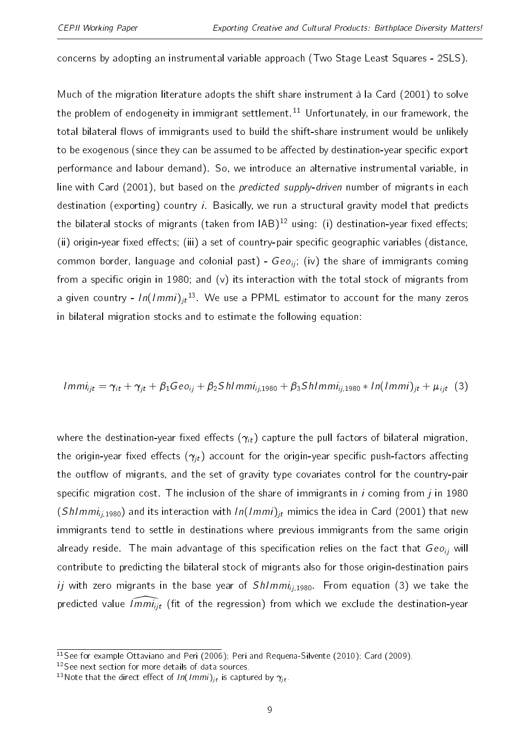concerns by adopting an instrumental variable approach (Two Stage Least Squares - 2SLS).

Much of the migration literature adopts the shift share instrument à la Card (2001) to solve the problem of endogeneity in immigrant settlement.[11] Unfortunately, in our framework, the total bilateral flows of immigrants used to build the shift-share instrument would be unlikely to be exogenous (since they can be assumed to be affected by destination-year specific export performance and labour demand). So, we introduce an alternative instrumental variable, in line with Card (2001), but based on the *predicted supply-driven* number of migrants in each destination (exporting) country $i$. Basically, we run a structural gravity model that predicts the bilateral stocks of migrants (taken from IAB)[12] using: (i) destination-year fixed effects; (ii) origin-year fixed effects; (iii) a set of country-pair specific geographic variables (distance, common border, language and colonial past) - $Geo_{ij}$; (iv) the share of immigrants coming from a specific origin in 1980; and (v) its interaction with the total stock of migrants from a given country - $ln(Immi)_{jt}$[13]. We use a PPML estimator to account for the many zeros in bilateral migration stocks and to estimate the following equation:

$$Immi_{ijt} = \gamma_{it} + \gamma_{jt} + \beta_1 Geo_{ij} + \beta_2 ShImmi_{ij,1980} + \beta_3 ShImmi_{ij,1980} * ln(Immi)_{jt} + \mu_{ijt} \quad (3)$$

where the destination-year fixed effects ($\gamma_{it}$) capture the pull factors of bilateral migration, the origin-year fixed effects ($\gamma_{jt}$) account for the origin-year specific push-factors affecting the outflow of migrants, and the set of gravity type covariates control for the country-pair specific migration cost. The inclusion of the share of immigrants in $i$ coming from $j$ in 1980 ($ShImmi_{ij,1980}$) and its interaction with $ln(Immi)_{jt}$ mimics the idea in Card (2001) that new immigrants tend to settle in destinations where previous immigrants from the same origin already reside. The main advantage of this specification relies on the fact that $Geo_{ij}$ will contribute to predicting the bilateral stock of migrants also for those origin-destination pairs $ij$ with zero migrants in the base year of $ShImmi_{ij,1980}$. From equation (3) we take the predicted value $\widehat{Immi_{ijt}}$ (fit of the regression) from which we exclude the destination-year

[11] See for example Ottaviano and Peri (2006); Peri and Requena-Silvente (2010); Card (2009).

[12] See next section for more details of data sources.

[13] Note that the direct effect of $ln(Immi)_{jt}$ is captured by $\gamma_{jt}$.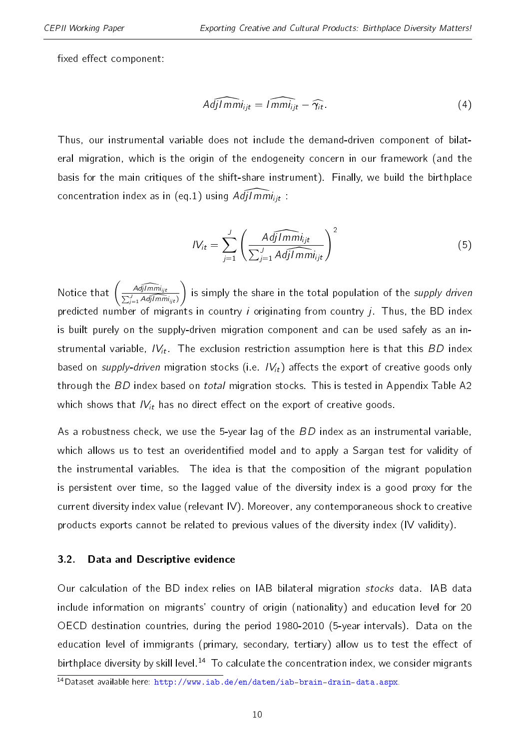fixed effect component:

$$\widehat{AdjImmi}_{ijt} = \widehat{Immi}_{ijt} - \widehat{\gamma_{it}}. \tag{4}$$

Thus, our instrumental variable does not include the demand-driven component of bilateral migration, which is the origin of the endogeneity concern in our framework (and the basis for the main critiques of the shift-share instrument). Finally, we build the birthplace concentration index as in (eq.1) using $\widehat{AdjImmi}_{ijt}$ :

$$IV_{it} = \sum_{j=1}^{J} \left( \frac{\widehat{AdjImmi}_{ijt}}{\sum_{j=1}^{J} \widehat{AdjImmi}_{ijt}} \right)^2 \tag{5}$$

Notice that $\left( \frac{\widehat{AdjImmi}_{ijt}}{\sum_{j=1}^{J} \widehat{AdjImmi}_{ijt})} \right)$ is simply the share in the total population of the *supply driven* predicted number of migrants in country $i$ originating from country $j$. Thus, the BD index is built purely on the supply-driven migration component and can be used safely as an instrumental variable, $IV_{it}$. The exclusion restriction assumption here is that this *BD* index based on *supply-driven* migration stocks (i.e. $IV_{it}$) affects the export of creative goods only through the *BD* index based on *total* migration stocks. This is tested in Appendix Table A2 which shows that $IV_{it}$ has no direct effect on the export of creative goods.

As a robustness check, we use the 5-year lag of the *BD* index as an instrumental variable, which allows us to test an overidentified model and to apply a Sargan test for validity of the instrumental variables. The idea is that the composition of the migrant population is persistent over time, so the lagged value of the diversity index is a good proxy for the current diversity index value (relevant IV). Moreover, any contemporaneous shock to creative products exports cannot be related to previous values of the diversity index (IV validity).

### 3.2. Data and Descriptive evidence

Our calculation of the BD index relies on IAB bilateral migration *stocks* data. IAB data include information on migrants' country of origin (nationality) and education level for 20 OECD destination countries, during the period 1980-2010 (5-year intervals). Data on the education level of immigrants (primary, secondary, tertiary) allow us to test the effect of birthplace diversity by skill level.[14] To calculate the concentration index, we consider migrants

[14] Dataset available here: http://www.iab.de/en/daten/iab-brain-drain-data.aspx.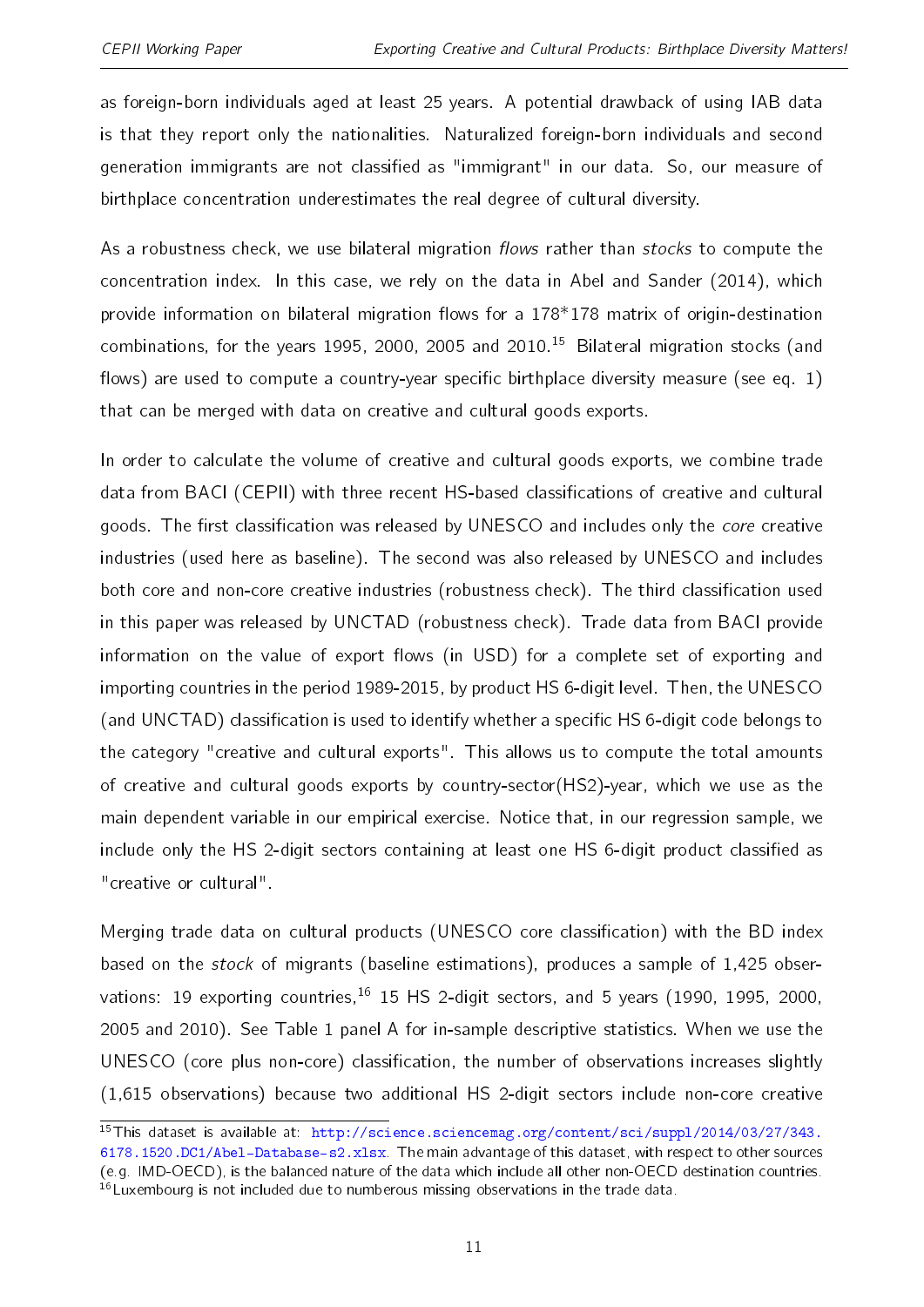as foreign-born individuals aged at least 25 years. A potential drawback of using IAB data is that they report only the nationalities. Naturalized foreign-born individuals and second generation immigrants are not classified as "immigrant" in our data. So, our measure of birthplace concentration underestimates the real degree of cultural diversity.

As a robustness check, we use bilateral migration *flows* rather than *stocks* to compute the concentration index. In this case, we rely on the data in Abel and Sander (2014), which provide information on bilateral migration flows for a 178*178 matrix of origin-destination combinations, for the years 1995, 2000, 2005 and 2010.[15] Bilateral migration stocks (and flows) are used to compute a country-year specific birthplace diversity measure (see eq. 1) that can be merged with data on creative and cultural goods exports.

In order to calculate the volume of creative and cultural goods exports, we combine trade data from BACI (CEPII) with three recent HS-based classifications of creative and cultural goods. The first classification was released by UNESCO and includes only the *core* creative industries (used here as baseline). The second was also released by UNESCO and includes both core and non-core creative industries (robustness check). The third classification used in this paper was released by UNCTAD (robustness check). Trade data from BACI provide information on the value of export flows (in USD) for a complete set of exporting and importing countries in the period 1989-2015, by product HS 6-digit level. Then, the UNESCO (and UNCTAD) classification is used to identify whether a specific HS 6-digit code belongs to the category "creative and cultural exports". This allows us to compute the total amounts of creative and cultural goods exports by country-sector(HS2)-year, which we use as the main dependent variable in our empirical exercise. Notice that, in our regression sample, we include only the HS 2-digit sectors containing at least one HS 6-digit product classified as "creative or cultural".

Merging trade data on cultural products (UNESCO core classification) with the BD index based on the *stock* of migrants (baseline estimations), produces a sample of 1,425 observations: 19 exporting countries,[16] 15 HS 2-digit sectors, and 5 years (1990, 1995, 2000, 2005 and 2010). See Table 1 panel A for in-sample descriptive statistics. When we use the UNESCO (core plus non-core) classification, the number of observations increases slightly (1,615 observations) because two additional HS 2-digit sectors include non-core creative

[15] This dataset is available at: http://science.sciencemag.org/content/sci/suppl/2014/03/27/343.6178.1520.DC1/Abel-Database-s2.xlsx. The main advantage of this dataset, with respect to other sources (e.g. IMD-OECD), is the balanced nature of the data which include all other non-OECD destination countries.

[16] Luxembourg is not included due to numberous missing observations in the trade data.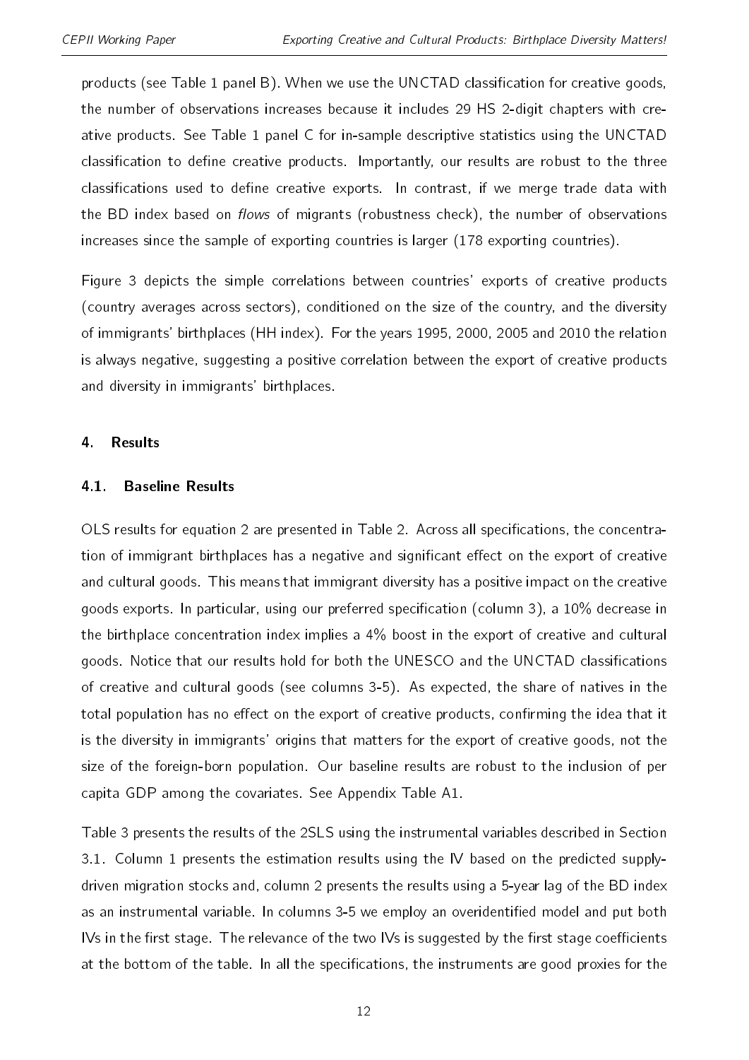products (see Table 1 panel B). When we use the UNCTAD classification for creative goods, the number of observations increases because it includes 29 HS 2-digit chapters with creative products. See Table 1 panel C for in-sample descriptive statistics using the UNCTAD classification to define creative products. Importantly, our results are robust to the three classifications used to define creative exports. In contrast, if we merge trade data with the BD index based on *flows* of migrants (robustness check), the number of observations increases since the sample of exporting countries is larger (178 exporting countries).

Figure 3 depicts the simple correlations between countries' exports of creative products (country averages across sectors), conditioned on the size of the country, and the diversity of immigrants' birthplaces (HH index). For the years 1995, 2000, 2005 and 2010 the relation is always negative, suggesting a positive correlation between the export of creative products and diversity in immigrants' birthplaces.

## 4. Results

### 4.1. Baseline Results

OLS results for equation 2 are presented in Table 2. Across all specifications, the concentration of immigrant birthplaces has a negative and significant effect on the export of creative and cultural goods. This means that immigrant diversity has a positive impact on the creative goods exports. In particular, using our preferred specification (column 3), a 10% decrease in the birthplace concentration index implies a 4% boost in the export of creative and cultural goods. Notice that our results hold for both the UNESCO and the UNCTAD classifications of creative and cultural goods (see columns 3-5). As expected, the share of natives in the total population has no effect on the export of creative products, confirming the idea that it is the diversity in immigrants' origins that matters for the export of creative goods, not the size of the foreign-born population. Our baseline results are robust to the inclusion of per capita GDP among the covariates. See Appendix Table A1.

Table 3 presents the results of the 2SLS using the instrumental variables described in Section 3.1. Column 1 presents the estimation results using the IV based on the predicted supply-driven migration stocks and, column 2 presents the results using a 5-year lag of the BD index as an instrumental variable. In columns 3-5 we employ an overidentified model and put both IVs in the first stage. The relevance of the two IVs is suggested by the first stage coefficients at the bottom of the table. In all the specifications, the instruments are good proxies for the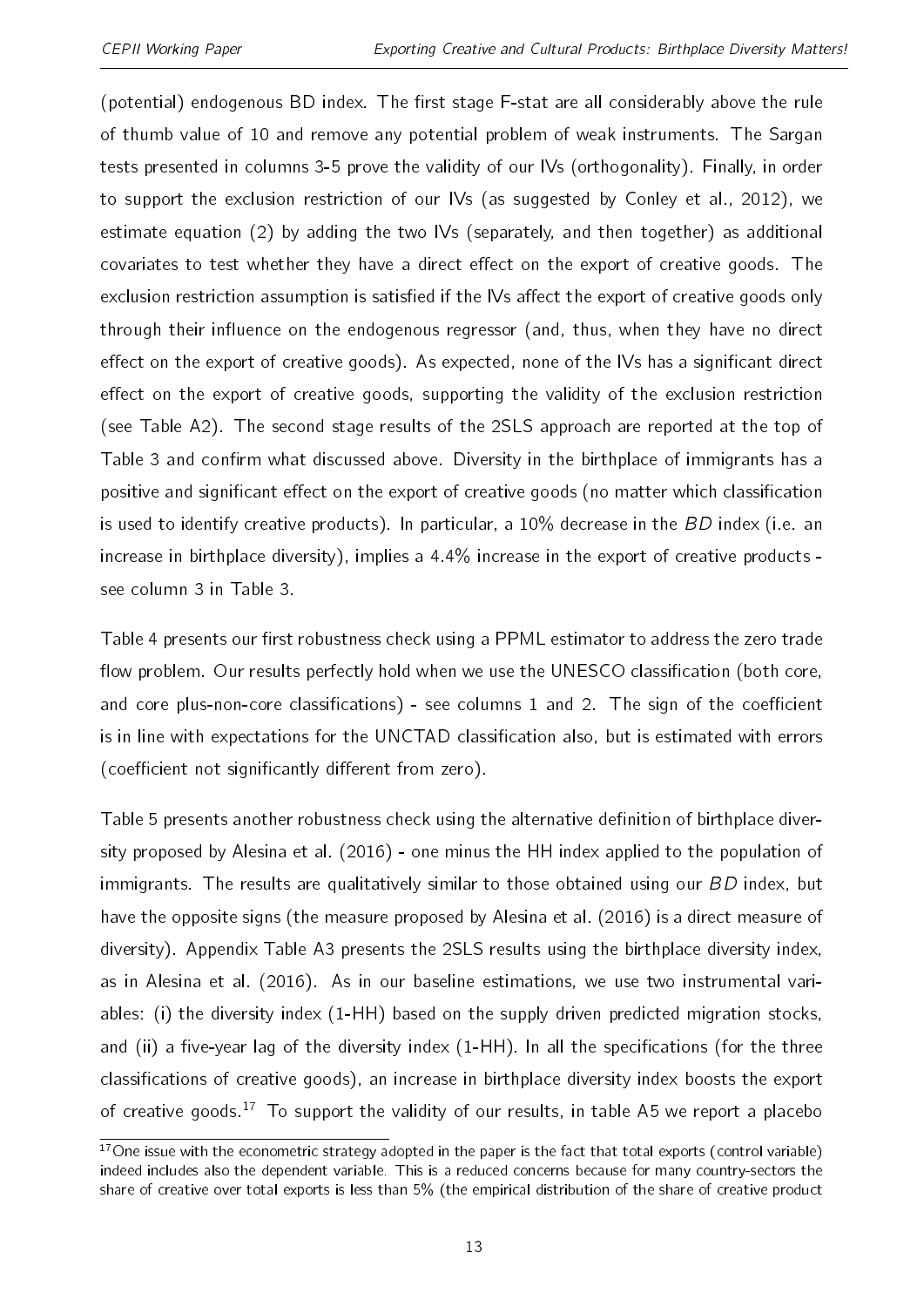(potential) endogenous BD index. The first stage F-stat are all considerably above the rule of thumb value of 10 and remove any potential problem of weak instruments. The Sargan tests presented in columns 3-5 prove the validity of our IVs (orthogonality). Finally, in order to support the exclusion restriction of our IVs (as suggested by Conley et al., 2012), we estimate equation (2) by adding the two IVs (separately, and then together) as additional covariates to test whether they have a direct effect on the export of creative goods. The exclusion restriction assumption is satisfied if the IVs affect the export of creative goods only through their influence on the endogenous regressor (and, thus, when they have no direct effect on the export of creative goods). As expected, none of the IVs has a significant direct effect on the export of creative goods, supporting the validity of the exclusion restriction (see Table A2). The second stage results of the 2SLS approach are reported at the top of Table 3 and confirm what discussed above. Diversity in the birthplace of immigrants has a positive and significant effect on the export of creative goods (no matter which classification is used to identify creative products). In particular, a 10% decrease in the *BD* index (i.e. an increase in birthplace diversity), implies a 4.4% increase in the export of creative products - see column 3 in Table 3.

Table 4 presents our first robustness check using a PPML estimator to address the zero trade flow problem. Our results perfectly hold when we use the UNESCO classification (both core, and core plus-non-core classifications) - see columns 1 and 2. The sign of the coefficient is in line with expectations for the UNCTAD classification also, but is estimated with errors (coefficient not significantly different from zero).

Table 5 presents another robustness check using the alternative definition of birthplace diversity proposed by Alesina et al. (2016) - one minus the HH index applied to the population of immigrants. The results are qualitatively similar to those obtained using our *BD* index, but have the opposite signs (the measure proposed by Alesina et al. (2016) is a direct measure of diversity). Appendix Table A3 presents the 2SLS results using the birthplace diversity index, as in Alesina et al. (2016). As in our baseline estimations, we use two instrumental variables: (i) the diversity index (1-HH) based on the supply driven predicted migration stocks, and (ii) a five-year lag of the diversity index (1-HH). In all the specifications (for the three classifications of creative goods), an increase in birthplace diversity index boosts the export of creative goods.[17] To support the validity of our results, in table A5 we report a placebo

[17] One issue with the econometric strategy adopted in the paper is the fact that total exports (control variable) indeed includes also the dependent variable. This is a reduced concerns because for many country-sectors the share of creative over total exports is less than 5% (the empirical distribution of the share of creative product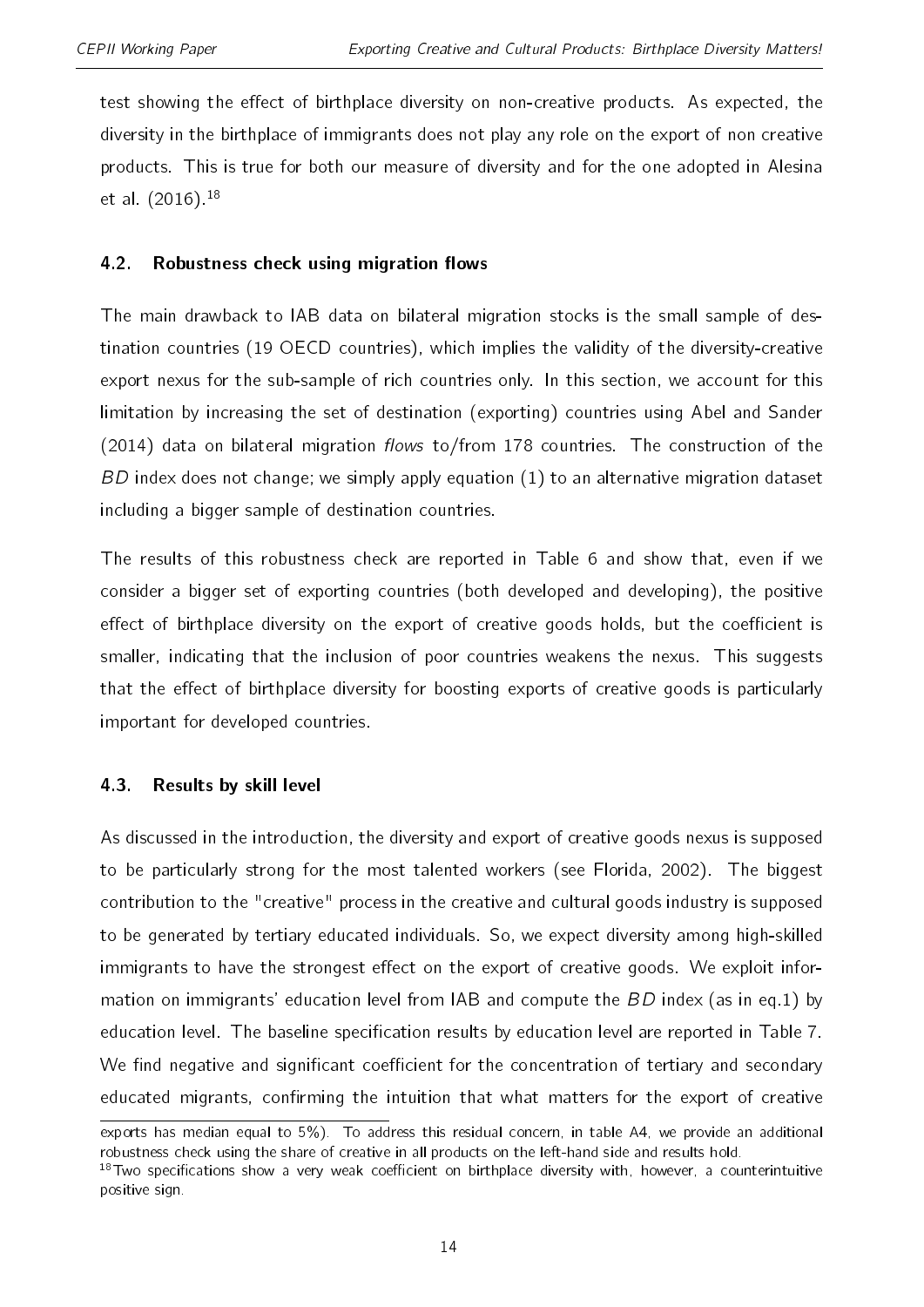test showing the effect of birthplace diversity on non-creative products. As expected, the diversity in the birthplace of immigrants does not play any role on the export of non creative products. This is true for both our measure of diversity and for the one adopted in Alesina et al. (2016).[18]

### 4.2. Robustness check using migration flows

The main drawback to IAB data on bilateral migration stocks is the small sample of destination countries (19 OECD countries), which implies the validity of the diversity-creative export nexus for the sub-sample of rich countries only. In this section, we account for this limitation by increasing the set of destination (exporting) countries using Abel and Sander (2014) data on bilateral migration *flows* to/from 178 countries. The construction of the *BD* index does not change; we simply apply equation (1) to an alternative migration dataset including a bigger sample of destination countries.

The results of this robustness check are reported in Table 6 and show that, even if we consider a bigger set of exporting countries (both developed and developing), the positive effect of birthplace diversity on the export of creative goods holds, but the coefficient is smaller, indicating that the inclusion of poor countries weakens the nexus. This suggests that the effect of birthplace diversity for boosting exports of creative goods is particularly important for developed countries.

### 4.3. Results by skill level

As discussed in the introduction, the diversity and export of creative goods nexus is supposed to be particularly strong for the most talented workers (see Florida, 2002). The biggest contribution to the "creative" process in the creative and cultural goods industry is supposed to be generated by tertiary educated individuals. So, we expect diversity among high-skilled immigrants to have the strongest effect on the export of creative goods. We exploit information on immigrants' education level from IAB and compute the *BD* index (as in eq.1) by education level. The baseline specification results by education level are reported in Table 7. We find negative and significant coefficient for the concentration of tertiary and secondary educated migrants, confirming the intuition that what matters for the export of creative

---

exports has median equal to 5%). To address this residual concern, in table A4, we provide an additional robustness check using the share of creative in all products on the left-hand side and results hold.

[18] Two specifications show a very weak coefficient on birthplace diversity with, however, a counterintuitive positive sign.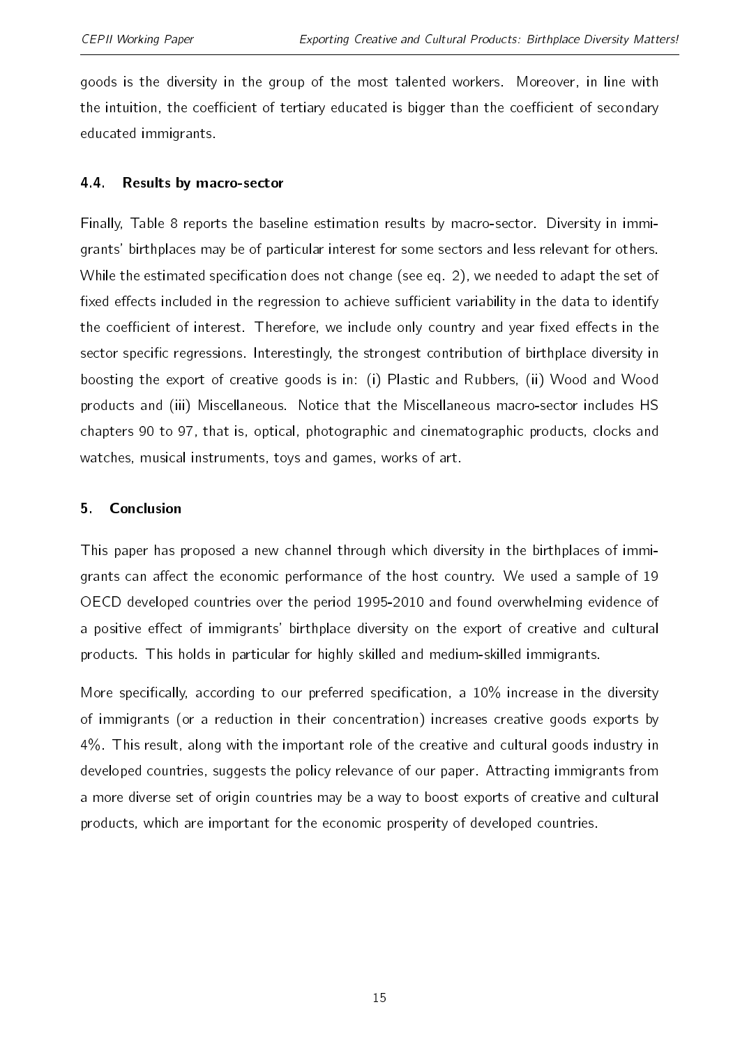goods is the diversity in the group of the most talented workers. Moreover, in line with the intuition, the coefficient of tertiary educated is bigger than the coefficient of secondary educated immigrants.

### 4.4. Results by macro-sector

Finally, Table 8 reports the baseline estimation results by macro-sector. Diversity in immigrants' birthplaces may be of particular interest for some sectors and less relevant for others. While the estimated specification does not change (see eq. 2), we needed to adapt the set of fixed effects included in the regression to achieve sufficient variability in the data to identify the coefficient of interest. Therefore, we include only country and year fixed effects in the sector specific regressions. Interestingly, the strongest contribution of birthplace diversity in boosting the export of creative goods is in: (i) Plastic and Rubbers, (ii) Wood and Wood products and (iii) Miscellaneous. Notice that the Miscellaneous macro-sector includes HS chapters 90 to 97, that is, optical, photographic and cinematographic products, clocks and watches, musical instruments, toys and games, works of art.

## 5. Conclusion

This paper has proposed a new channel through which diversity in the birthplaces of immigrants can affect the economic performance of the host country. We used a sample of 19 OECD developed countries over the period 1995-2010 and found overwhelming evidence of a positive effect of immigrants' birthplace diversity on the export of creative and cultural products. This holds in particular for highly skilled and medium-skilled immigrants.

More specifically, according to our preferred specification, a 10% increase in the diversity of immigrants (or a reduction in their concentration) increases creative goods exports by 4%. This result, along with the important role of the creative and cultural goods industry in developed countries, suggests the policy relevance of our paper. Attracting immigrants from a more diverse set of origin countries may be a way to boost exports of creative and cultural products, which are important for the economic prosperity of developed countries.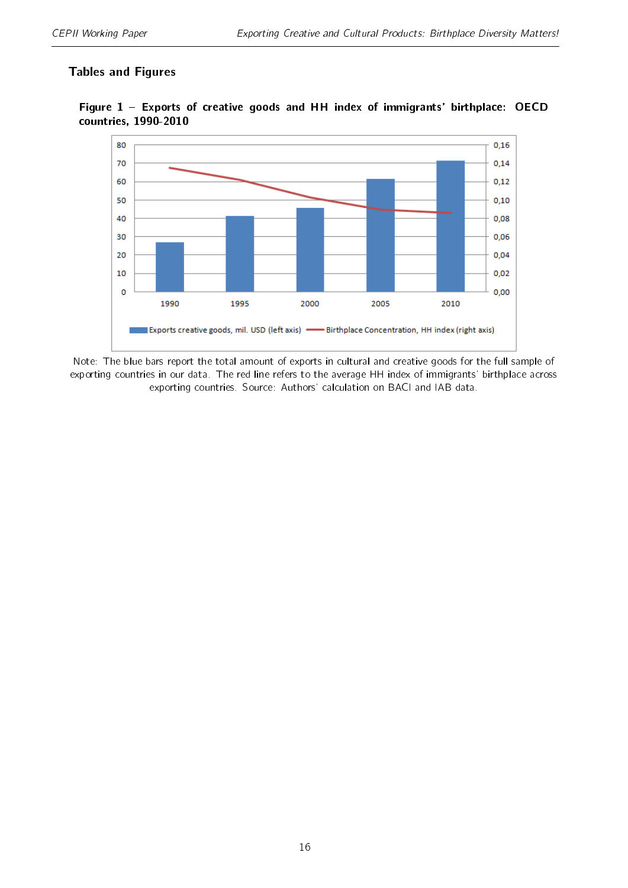## Tables and Figures

**Figure 1 – Exports of creative goods and HH index of immigrants' birthplace: OECD countries, 1990-2010**

Note: The blue bars report the total amount of exports in cultural and creative goods for the full sample of exporting countries in our data. The red line refers to the average HH index of immigrants' birthplace across exporting countries. Source: Authors' calculation on BACI and IAB data.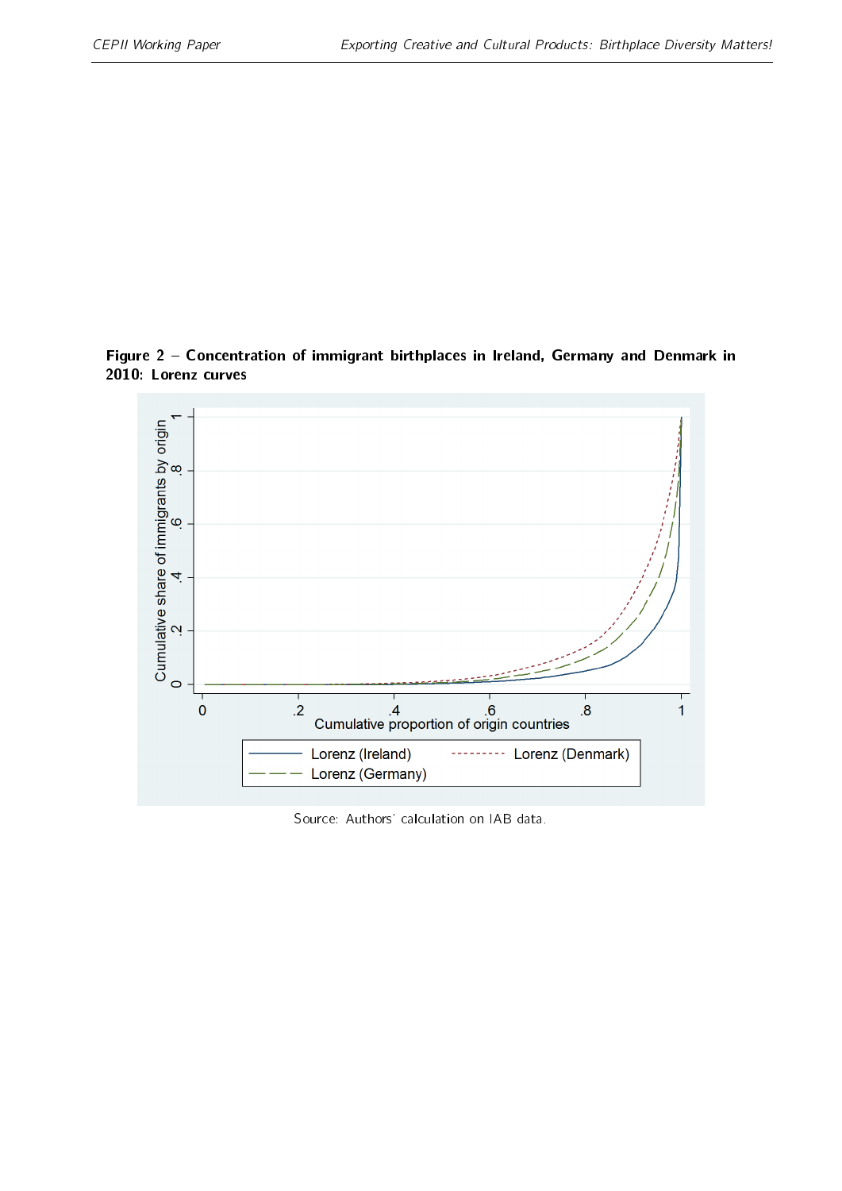**Figure 2 – Concentration of immigrant birthplaces in Ireland, Germany and Denmark in 2010: Lorenz curves**

Source: Authors' calculation on IAB data.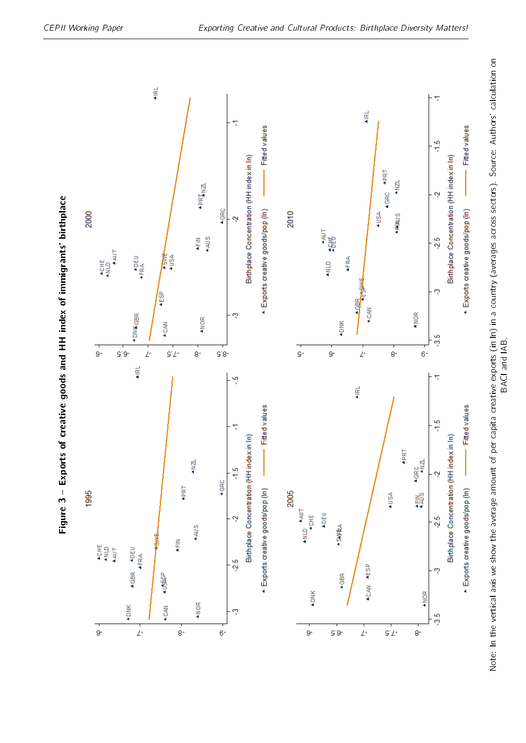**Figure 3 – Exports of creative goods and HH index of immigrants' birthplace**

Note: In the vertical axis we show the average amount of per capita creative exports (in ln) in a country (averages across sectors). Source: Authors' calculation on BACI and IAB.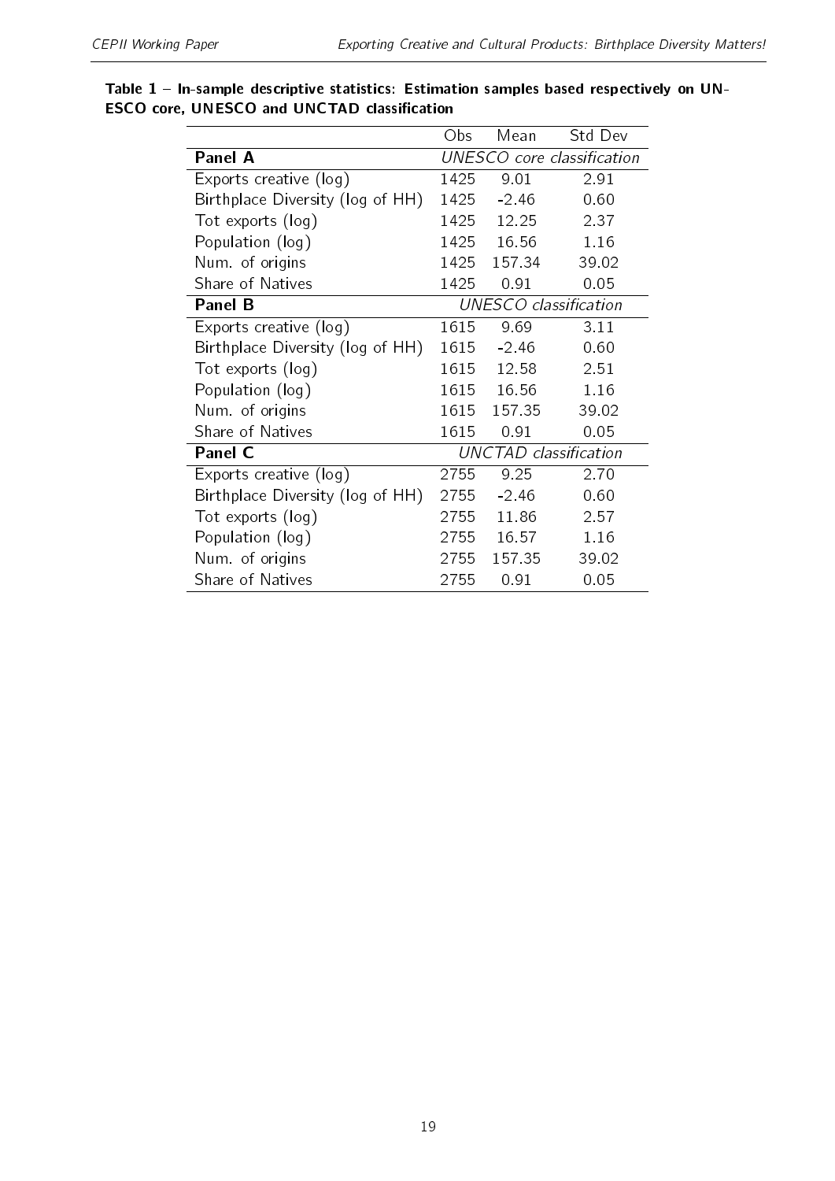**Table 1 – In-sample descriptive statistics: Estimation samples based respectively on UNESCO core, UNESCO and UNCTAD classification**

| | Obs | Mean | Std Dev |
|---|---|---|---|
| **Panel A** | *UNESCO core classification* | | |
| Exports creative (log) | 1425 | 9.01 | 2.91 |
| Birthplace Diversity (log of HH) | 1425 | -2.46 | 0.60 |
| Tot exports (log) | 1425 | 12.25 | 2.37 |
| Population (log) | 1425 | 16.56 | 1.16 |
| Num. of origins | 1425 | 157.34 | 39.02 |
| Share of Natives | 1425 | 0.91 | 0.05 |
| **Panel B** | *UNESCO classification* | | |
| Exports creative (log) | 1615 | 9.69 | 3.11 |
| Birthplace Diversity (log of HH) | 1615 | -2.46 | 0.60 |
| Tot exports (log) | 1615 | 12.58 | 2.51 |
| Population (log) | 1615 | 16.56 | 1.16 |
| Num. of origins | 1615 | 157.35 | 39.02 |
| Share of Natives | 1615 | 0.91 | 0.05 |
| **Panel C** | *UNCTAD classification* | | |
| Exports creative (log) | 2755 | 9.25 | 2.70 |
| Birthplace Diversity (log of HH) | 2755 | -2.46 | 0.60 |
| Tot exports (log) | 2755 | 11.86 | 2.57 |
| Population (log) | 2755 | 16.57 | 1.16 |
| Num. of origins | 2755 | 157.35 | 39.02 |
| Share of Natives | 2755 | 0.91 | 0.05 |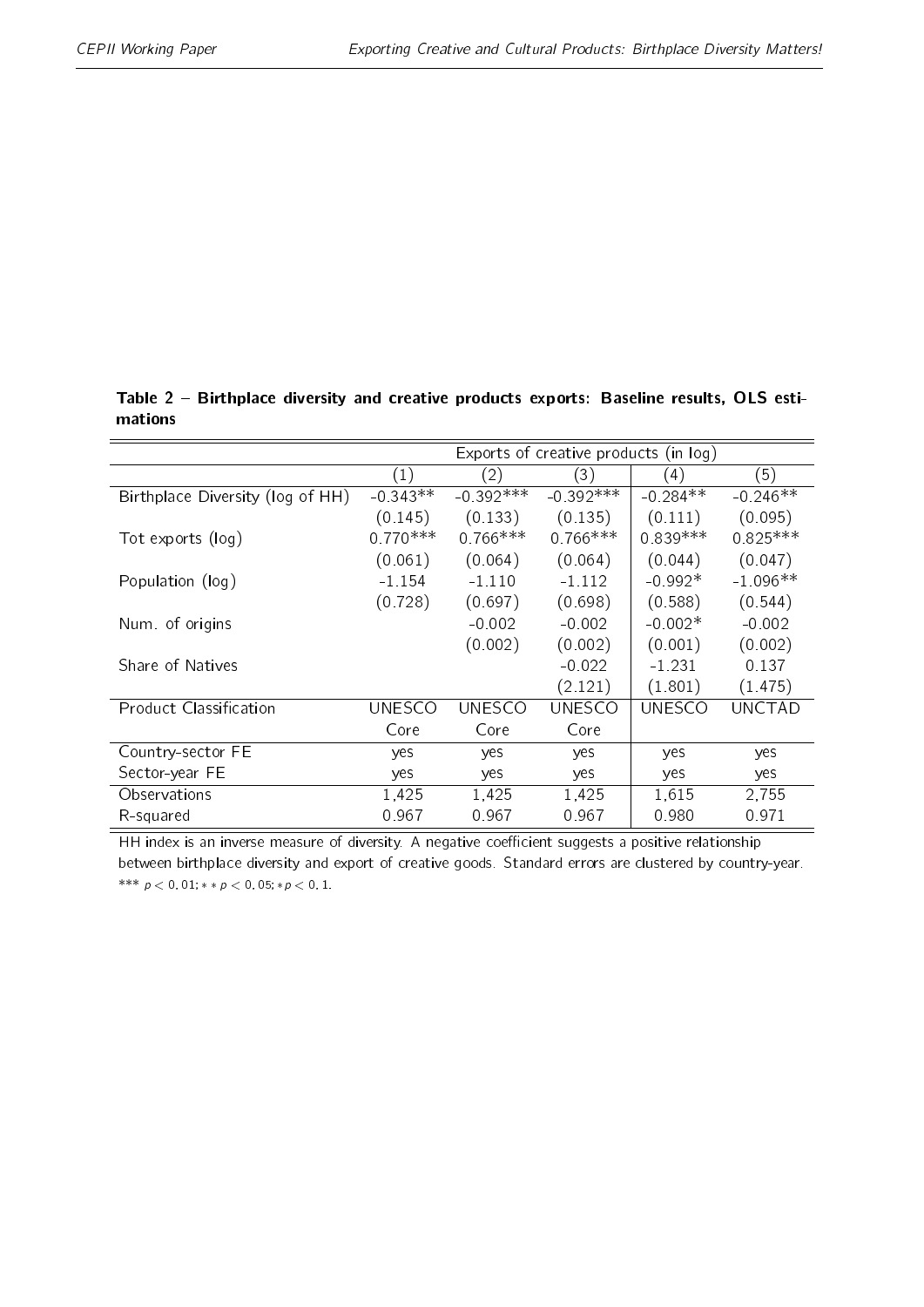**Table 2 – Birthplace diversity and creative products exports: Baseline results, OLS estimations**

| | Exports of creative products (in log) | | | | |
|---|---|---|---|---|---|
| | (1) | (2) | (3) | (4) | (5) |
| Birthplace Diversity (log of HH) | -0.343** | -0.392*** | -0.392*** | -0.284** | -0.246** |
| | (0.145) | (0.133) | (0.135) | (0.111) | (0.095) |
| Tot exports (log) | 0.770*** | 0.766*** | 0.766*** | 0.839*** | 0.825*** |
| | (0.061) | (0.064) | (0.064) | (0.044) | (0.047) |
| Population (log) | -1.154 | -1.110 | -1.112 | -0.992* | -1.096** |
| | (0.728) | (0.697) | (0.698) | (0.588) | (0.544) |
| Num. of origins | | -0.002 | -0.002 | -0.002* | -0.002 |
| | | (0.002) | (0.002) | (0.001) | (0.002) |
| Share of Natives | | | -0.022 | -1.231 | 0.137 |
| | | | (2.121) | (1.801) | (1.475) |
| Product Classification | UNESCO Core | UNESCO Core | UNESCO Core | UNESCO | UNCTAD |
| Country-sector FE | yes | yes | yes | yes | yes |
| Sector-year FE | yes | yes | yes | yes | yes |
| Observations | 1,425 | 1,425 | 1,425 | 1,615 | 2,755 |
| R-squared | 0.967 | 0.967 | 0.967 | 0.980 | 0.971 |

HH index is an inverse measure of diversity. A negative coefficient suggests a positive relationship between birthplace diversity and export of creative goods. Standard errors are clustered by country-year. *** $p < 0.01$; ** $p < 0.05$; * $p < 0.1$.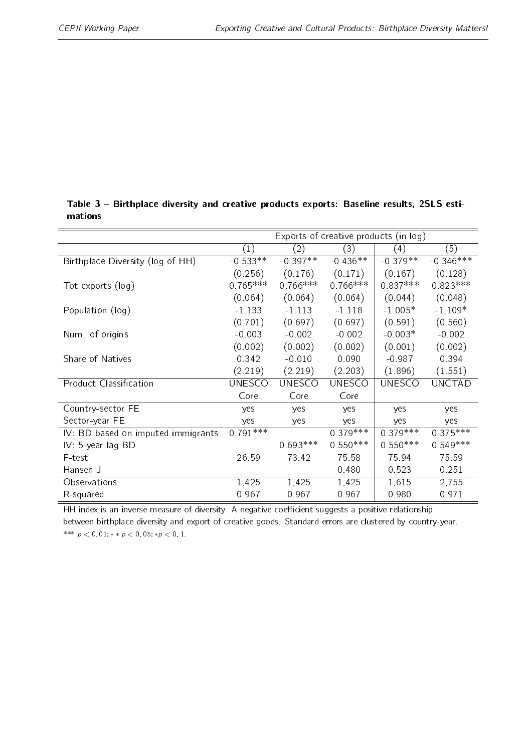**Table 3 – Birthplace diversity and creative products exports: Baseline results, 2SLS estimations**

| | Exports of creative products (in log) | | | | |
|---|---|---|---|---|---|
| | (1) | (2) | (3) | (4) | (5) |
| Birthplace Diversity (log of HH) | -0.533** | -0.397** | -0.436** | -0.379** | -0.346*** |
| | (0.256) | (0.176) | (0.171) | (0.167) | (0.128) |
| Tot exports (log) | 0.765*** | 0.766*** | 0.766*** | 0.837*** | 0.823*** |
| | (0.064) | (0.064) | (0.064) | (0.044) | (0.048) |
| Population (log) | -1.133 | -1.113 | -1.118 | -1.005* | -1.109* |
| | (0.701) | (0.697) | (0.697) | (0.591) | (0.560) |
| Num. of origins | -0.003 | -0.002 | -0.002 | -0.003* | -0.002 |
| | (0.002) | (0.002) | (0.002) | (0.001) | (0.002) |
| Share of Natives | 0.342 | -0.010 | 0.090 | -0.987 | 0.394 |
| | (2.219) | (2.219) | (2.203) | (1.896) | (1.551) |
| Product Classification | UNESCO Core | UNESCO Core | UNESCO Core | UNESCO | UNCTAD |
| Country-sector FE | yes | yes | yes | yes | yes |
| Sector-year FE | yes | yes | yes | yes | yes |
| IV: BD based on imputed immigrants | 0.791*** | | 0.379*** | 0.379*** | 0.375*** |
| IV: 5-year lag BD | | 0.693*** | 0.550*** | 0.550*** | 0.549*** |
| F-test | 26.59 | 73.42 | 75.58 | 75.94 | 75.59 |
| Hansen J | | | 0.480 | 0.523 | 0.251 |
| Observations | 1,425 | 1,425 | 1,425 | 1,615 | 2,755 |
| R-squared | 0.967 | 0.967 | 0.967 | 0.980 | 0.971 |

HH index is an inverse measure of diversity. A negative coefficient suggests a positive relationship between birthplace diversity and export of creative goods. Standard errors are clustered by country-year. *** $p < 0.01$; ** $p < 0.05$; * $p < 0.1$.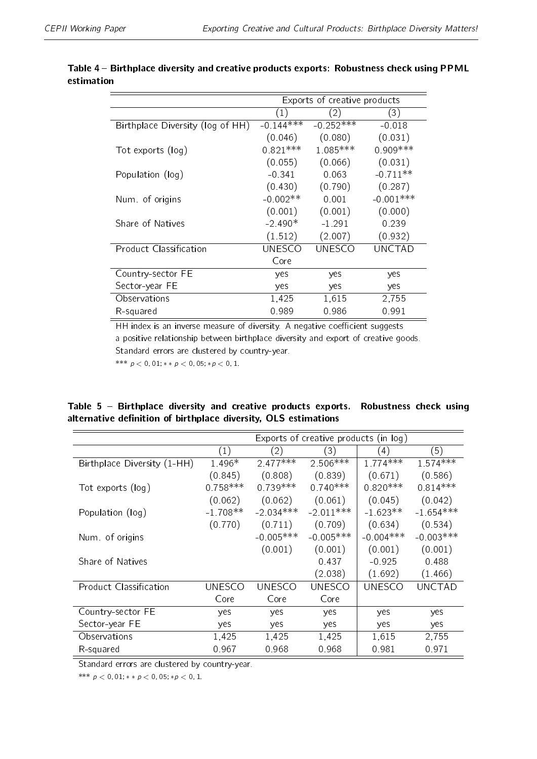**Table 4 – Birthplace diversity and creative products exports: Robustness check using PPML estimation**

| | Exports of creative products | | |
|---|---|---|---|
| | (1) | (2) | (3) |
| Birthplace Diversity (log of HH) | -0.144*** | -0.252*** | -0.018 |
| | (0.046) | (0.080) | (0.031) |
| Tot exports (log) | 0.821*** | 1.085*** | 0.909*** |
| | (0.055) | (0.066) | (0.031) |
| Population (log) | -0.341 | 0.063 | -0.711** |
| | (0.430) | (0.790) | (0.287) |
| Num. of origins | -0.002** | 0.001 | -0.001*** |
| | (0.001) | (0.001) | (0.000) |
| Share of Natives | -2.490* | -1.291 | 0.239 |
| | (1.512) | (2.007) | (0.932) |
| Product Classification | UNESCO Core | UNESCO | UNCTAD |
| Country-sector FE | yes | yes | yes |
| Sector-year FE | yes | yes | yes |
| Observations | 1,425 | 1,615 | 2,755 |
| R-squared | 0.989 | 0.986 | 0.991 |

HH index is an inverse measure of diversity. A negative coefficient suggests a positive relationship between birthplace diversity and export of creative goods. Standard errors are clustered by country-year.

*** $p < 0.01$; ** $p < 0.05$; * $p < 0.1$.

**Table 5 – Birthplace diversity and creative products exports. Robustness check using alternative definition of birthplace diversity, OLS estimations**

| | Exports of creative products (in log) | | | | |
|---|---|---|---|---|---|
| | (1) | (2) | (3) | (4) | (5) |
| Birthplace Diversity (1-HH) | 1.496* | 2.477*** | 2.506*** | 1.774*** | 1.574*** |
| | (0.845) | (0.808) | (0.839) | (0.671) | (0.586) |
| Tot exports (log) | 0.758*** | 0.739*** | 0.740*** | 0.820*** | 0.814*** |
| | (0.062) | (0.062) | (0.061) | (0.045) | (0.042) |
| Population (log) | -1.708** | -2.034*** | -2.011*** | -1.623** | -1.654*** |
| | (0.770) | (0.711) | (0.709) | (0.634) | (0.534) |
| Num. of origins | | -0.005*** | -0.005*** | -0.004*** | -0.003*** |
| | | (0.001) | (0.001) | (0.001) | (0.001) |
| Share of Natives | | | 0.437 | -0.925 | 0.488 |
| | | | (2.038) | (1.692) | (1.466) |
| Product Classification | UNESCO Core | UNESCO Core | UNESCO Core | UNESCO | UNCTAD |
| Country-sector FE | yes | yes | yes | yes | yes |
| Sector-year FE | yes | yes | yes | yes | yes |
| Observations | 1,425 | 1,425 | 1,425 | 1,615 | 2,755 |
| R-squared | 0.967 | 0.968 | 0.968 | 0.981 | 0.971 |

Standard errors are clustered by country-year.

*** $p < 0.01$; ** $p < 0.05$; * $p < 0.1$.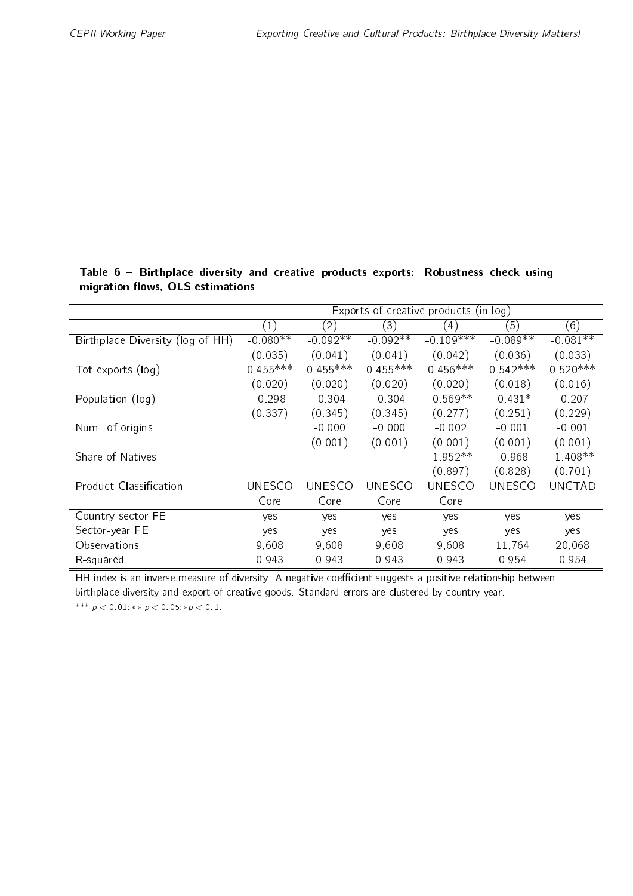**Table 6 – Birthplace diversity and creative products exports: Robustness check using migration flows, OLS estimations**

| | Exports of creative products (in log) | | | | | |
|---|---|---|---|---|---|---|
| | (1) | (2) | (3) | (4) | (5) | (6) |
| Birthplace Diversity (log of HH) | -0.080** | -0.092** | -0.092** | -0.109*** | -0.089** | -0.081** |
| | (0.035) | (0.041) | (0.041) | (0.042) | (0.036) | (0.033) |
| Tot exports (log) | 0.455*** | 0.455*** | 0.455*** | 0.456*** | 0.542*** | 0.520*** |
| | (0.020) | (0.020) | (0.020) | (0.020) | (0.018) | (0.016) |
| Population (log) | -0.298 | -0.304 | -0.304 | -0.569** | -0.431* | -0.207 |
| | (0.337) | (0.345) | (0.345) | (0.277) | (0.251) | (0.229) |
| Num. of origins | | -0.000 | -0.000 | -0.002 | -0.001 | -0.001 |
| | | (0.001) | (0.001) | (0.001) | (0.001) | (0.001) |
| Share of Natives | | | | -1.952** | -0.968 | -1.408** |
| | | | | (0.897) | (0.828) | (0.701) |
| Product Classification | UNESCO Core | UNESCO Core | UNESCO Core | UNESCO Core | UNESCO | UNCTAD |
| Country-sector FE | yes | yes | yes | yes | yes | yes |
| Sector-year FE | yes | yes | yes | yes | yes | yes |
| Observations | 9,608 | 9,608 | 9,608 | 9,608 | 11,764 | 20,068 |
| R-squared | 0.943 | 0.943 | 0.943 | 0.943 | 0.954 | 0.954 |

HH index is an inverse measure of diversity. A negative coefficient suggests a positive relationship between birthplace diversity and export of creative goods. Standard errors are clustered by country-year.

*** $p < 0.01$; ** $p < 0.05$; * $p < 0.1$.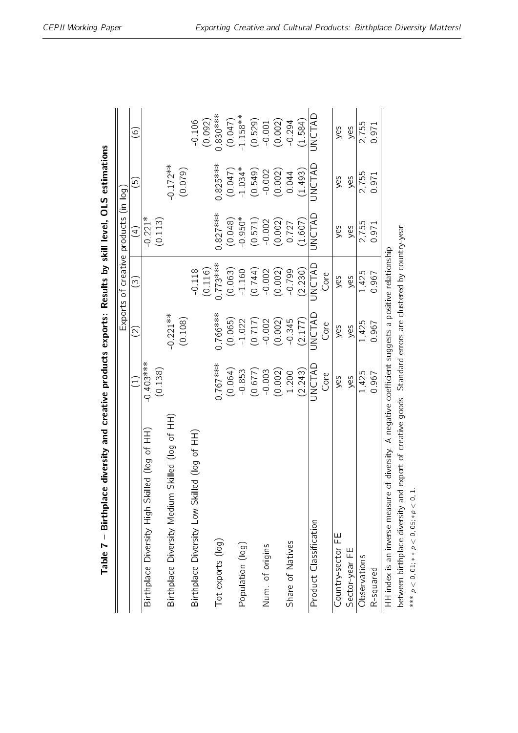**Table 7 – Birthplace diversity and creative products exports: Results by skill level, OLS estimations**

| | Exports of creative products (in log) | | | | | |
|---|---|---|---|---|---|---|
| | (1) | (2) | (3) | (4) | (5) | (6) |
| Birthplace Diversity High Skilled (log of HH) | -0.403*** | | | -0.221* | | |
| | (0.138) | | | (0.113) | | |
| Birthplace Diversity Medium Skilled (log of HH) | | -0.221** | | | -0.172** | |
| | | (0.108) | | | (0.079) | |
| Birthplace Diversity Low Skilled (log of HH) | | | -0.118 | | | -0.106 |
| | | | (0.116) | | | (0.092) |
| Tot exports (log) | 0.767*** | 0.766*** | 0.773*** | 0.827*** | 0.825*** | 0.830*** |
| | (0.064) | (0.065) | (0.063) | (0.048) | (0.047) | (0.047) |
| Population (log) | -0.853 | -1.022 | -1.160 | -0.950* | -1.034* | -1.158** |
| | (0.677) | (0.717) | (0.744) | (0.571) | (0.549) | (0.529) |
| Num. of origins | -0.003 | -0.002 | -0.002 | -0.002 | -0.002 | -0.001 |
| | (0.002) | (0.002) | (0.002) | (0.002) | (0.002) | (0.002) |
| Share of Natives | 1.200 | -0.345 | -0.799 | 0.727 | 0.044 | -0.294 |
| | (2.243) | (2.177) | (2.230) | (1.607) | (1.493) | (1.584) |
| Product Classification | UNCTAD Core | UNCTAD Core | UNCTAD Core | UNCTAD | UNCTAD | UNCTAD |
| Country-sector FE | yes | yes | yes | yes | yes | yes |
| Sector-year FE | yes | yes | yes | yes | yes | yes |
| Observations | 1,425 | 1,425 | 1,425 | 2,755 | 2,755 | 2,755 |
| R-squared | 0.967 | 0.967 | 0.967 | 0.971 | 0.971 | 0.971 |

HH index is an inverse measure of diversity. A negative coefficient suggests a positive relationship between birthplace diversity and export of creative goods. Standard errors are clustered by country-year.

*** $p < 0.01$; ** $p < 0.05$; * $p < 0.1$.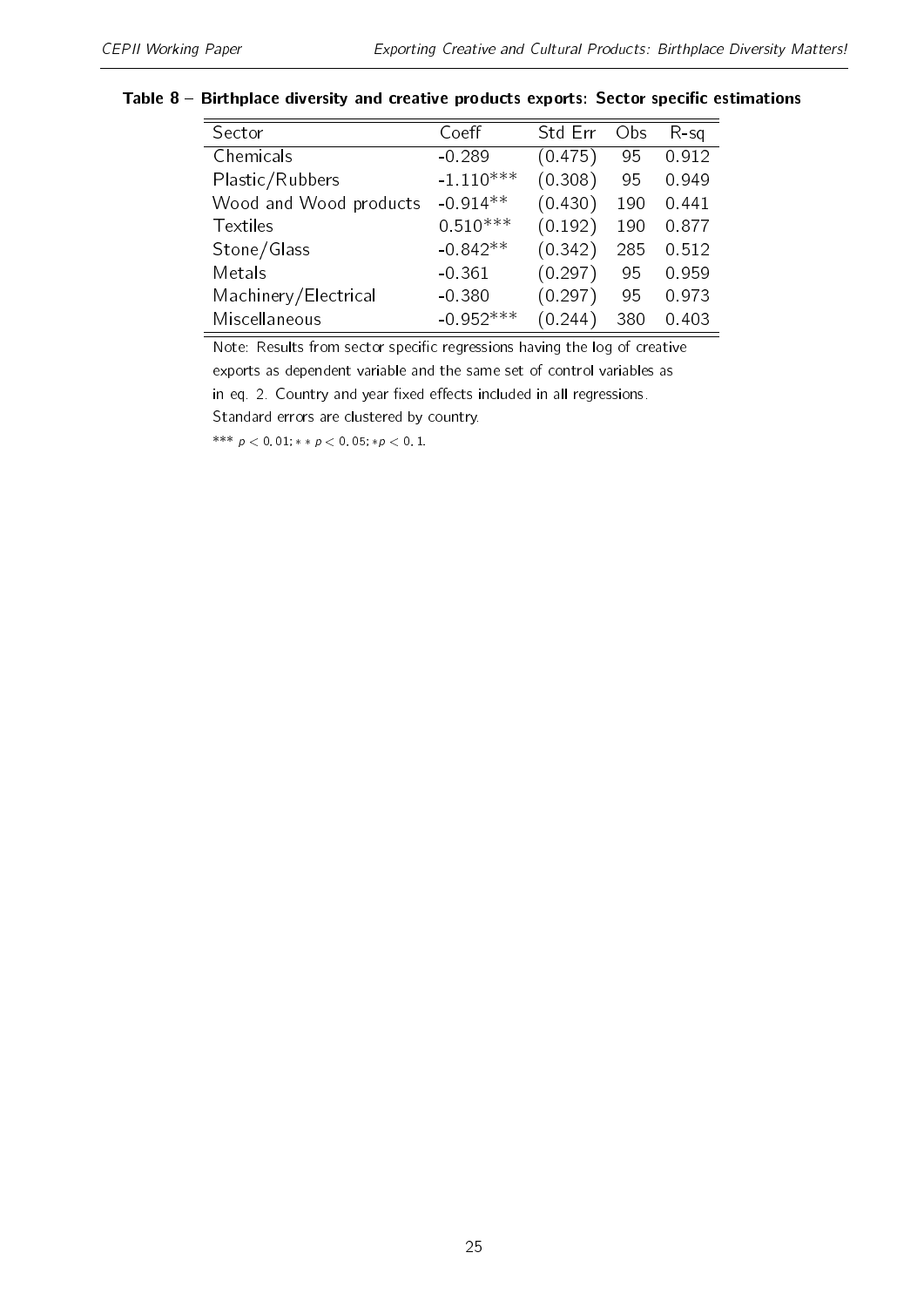**Table 8 – Birthplace diversity and creative products exports: Sector specific estimations**

| Sector | Coeff | Std Err | Obs | R-sq |
|---|---|---|---|---|
| Chemicals | -0.289 | (0.475) | 95 | 0.912 |
| Plastic/Rubbers | -1.110*** | (0.308) | 95 | 0.949 |
| Wood and Wood products | -0.914** | (0.430) | 190 | 0.441 |
| Textiles | 0.510*** | (0.192) | 190 | 0.877 |
| Stone/Glass | -0.842** | (0.342) | 285 | 0.512 |
| Metals | -0.361 | (0.297) | 95 | 0.959 |
| Machinery/Electrical | -0.380 | (0.297) | 95 | 0.973 |
| Miscellaneous | -0.952*** | (0.244) | 380 | 0.403 |

Note: Results from sector specific regressions having the log of creative exports as dependent variable and the same set of control variables as in eq. 2. Country and year fixed effects included in all regressions. Standard errors are clustered by country.

*** $p < 0.01$; ** $p < 0.05$; * $p < 0.1$.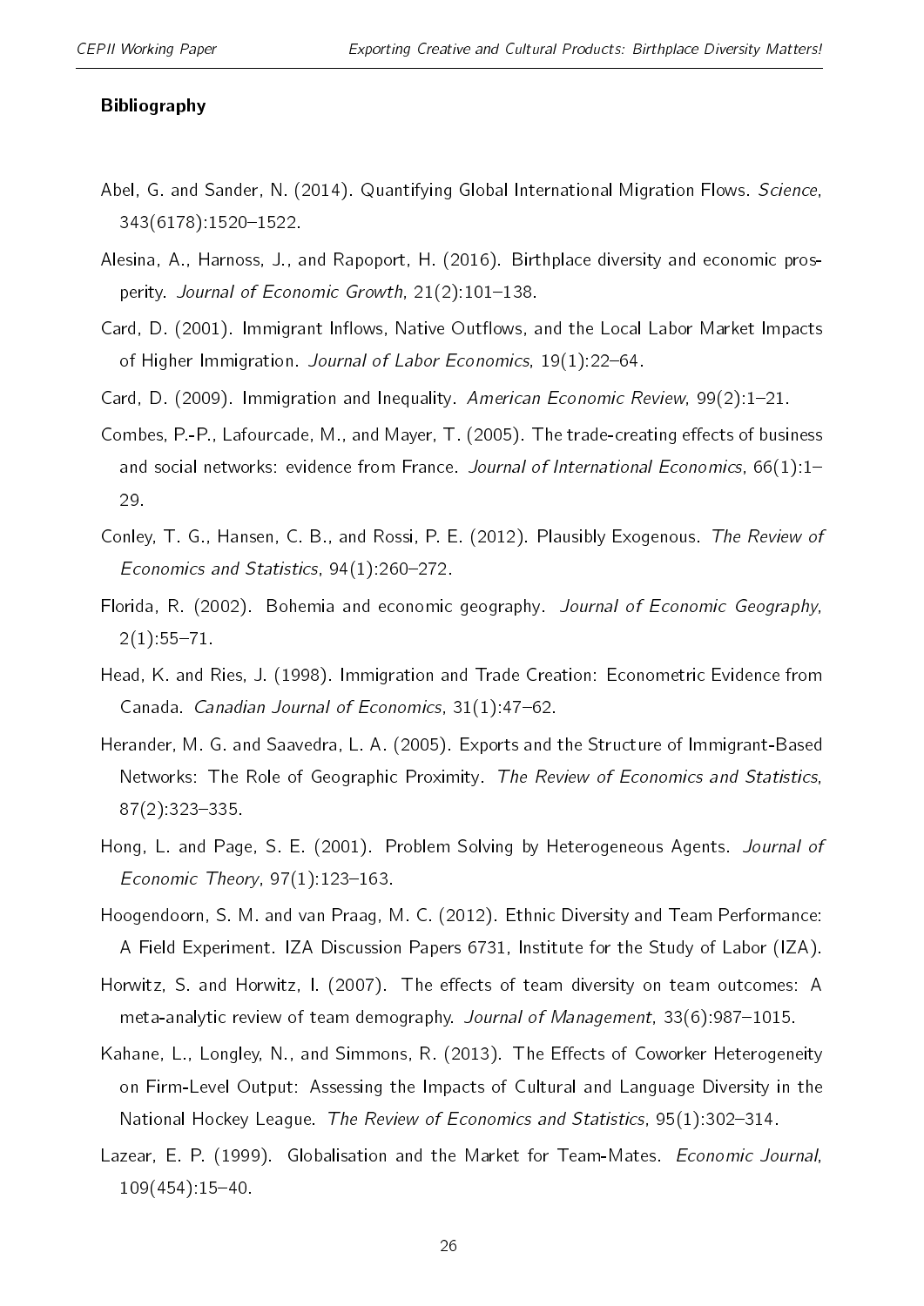**Bibliography**

Abel, G. and Sander, N. (2014). Quantifying Global International Migration Flows. *Science*, 343(6178):1520–1522.

Alesina, A., Harnoss, J., and Rapoport, H. (2016). Birthplace diversity and economic prosperity. *Journal of Economic Growth*, 21(2):101–138.

Card, D. (2001). Immigrant Inflows, Native Outflows, and the Local Labor Market Impacts of Higher Immigration. *Journal of Labor Economics*, 19(1):22–64.

Card, D. (2009). Immigration and Inequality. *American Economic Review*, 99(2):1–21.

Combes, P.-P., Lafourcade, M., and Mayer, T. (2005). The trade-creating effects of business and social networks: evidence from France. *Journal of International Economics*, 66(1):1–29.

Conley, T. G., Hansen, C. B., and Rossi, P. E. (2012). Plausibly Exogenous. *The Review of Economics and Statistics*, 94(1):260–272.

Florida, R. (2002). Bohemia and economic geography. *Journal of Economic Geography*, 2(1):55–71.

Head, K. and Ries, J. (1998). Immigration and Trade Creation: Econometric Evidence from Canada. *Canadian Journal of Economics*, 31(1):47–62.

Herander, M. G. and Saavedra, L. A. (2005). Exports and the Structure of Immigrant-Based Networks: The Role of Geographic Proximity. *The Review of Economics and Statistics*, 87(2):323–335.

Hong, L. and Page, S. E. (2001). Problem Solving by Heterogeneous Agents. *Journal of Economic Theory*, 97(1):123–163.

Hoogendoorn, S. M. and van Praag, M. C. (2012). Ethnic Diversity and Team Performance: A Field Experiment. IZA Discussion Papers 6731, Institute for the Study of Labor (IZA).

Horwitz, S. and Horwitz, I. (2007). The effects of team diversity on team outcomes: A meta-analytic review of team demography. *Journal of Management*, 33(6):987–1015.

Kahane, L., Longley, N., and Simmons, R. (2013). The Effects of Coworker Heterogeneity on Firm-Level Output: Assessing the Impacts of Cultural and Language Diversity in the National Hockey League. *The Review of Economics and Statistics*, 95(1):302–314.

Lazear, E. P. (1999). Globalisation and the Market for Team-Mates. *Economic Journal*, 109(454):15–40.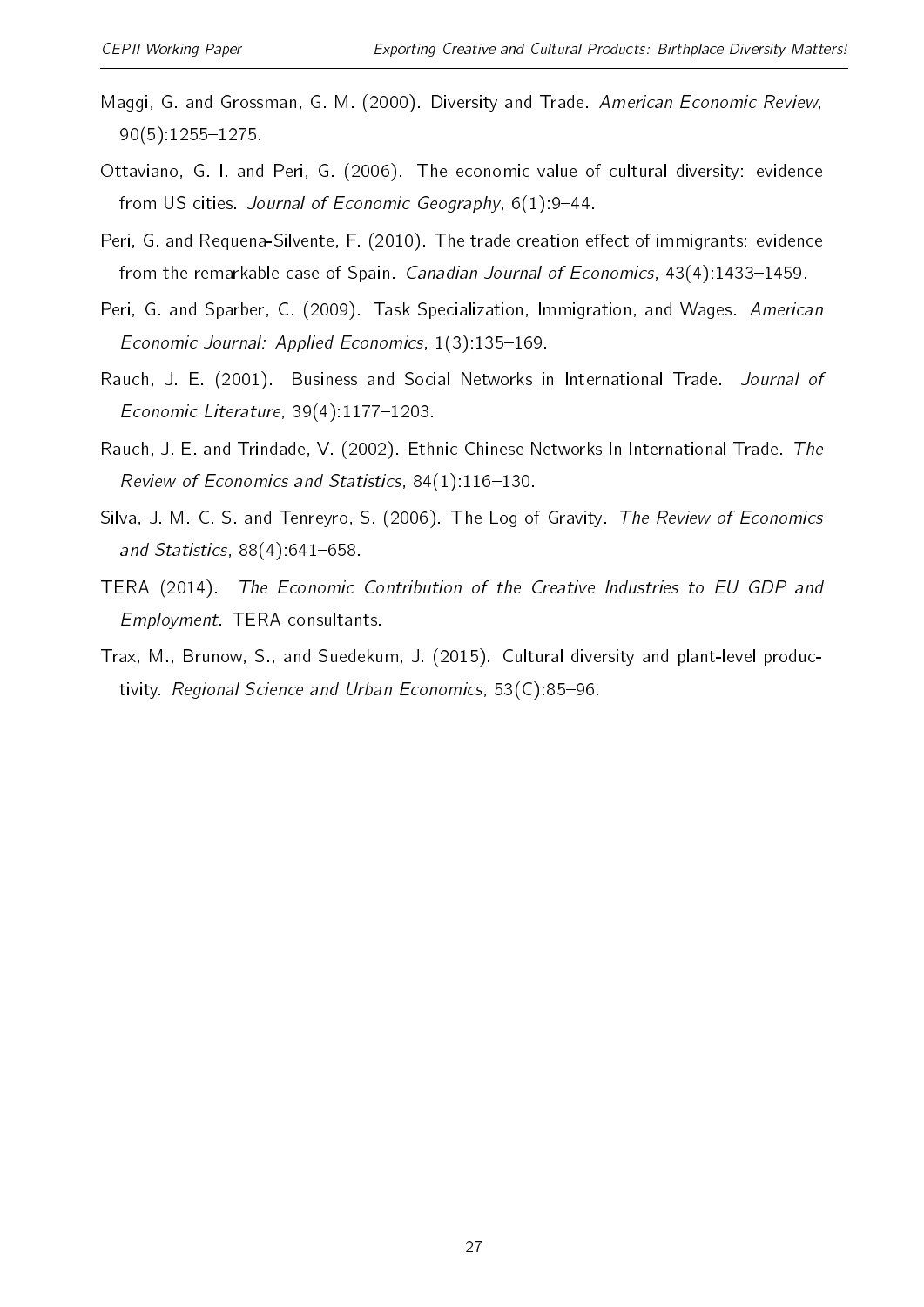Maggi, G. and Grossman, G. M. (2000). Diversity and Trade. *American Economic Review*, 90(5):1255–1275.

Ottaviano, G. I. and Peri, G. (2006). The economic value of cultural diversity: evidence from US cities. *Journal of Economic Geography*, 6(1):9–44.

Peri, G. and Requena-Silvente, F. (2010). The trade creation effect of immigrants: evidence from the remarkable case of Spain. *Canadian Journal of Economics*, 43(4):1433–1459.

Peri, G. and Sparber, C. (2009). Task Specialization, Immigration, and Wages. *American Economic Journal: Applied Economics*, 1(3):135–169.

Rauch, J. E. (2001). Business and Social Networks in International Trade. *Journal of Economic Literature*, 39(4):1177–1203.

Rauch, J. E. and Trindade, V. (2002). Ethnic Chinese Networks In International Trade. *The Review of Economics and Statistics*, 84(1):116–130.

Silva, J. M. C. S. and Tenreyro, S. (2006). The Log of Gravity. *The Review of Economics and Statistics*, 88(4):641–658.

TERA (2014). *The Economic Contribution of the Creative Industries to EU GDP and Employment*. TERA consultants.

Trax, M., Brunow, S., and Suedekum, J. (2015). Cultural diversity and plant-level productivity. *Regional Science and Urban Economics*, 53(C):85–96.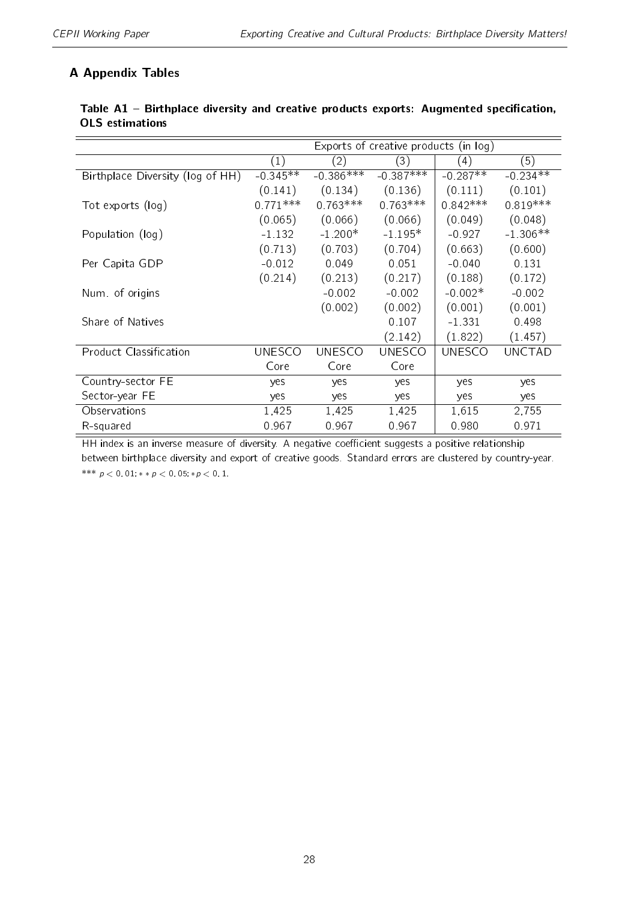## A Appendix Tables

**Table A1 – Birthplace diversity and creative products exports: Augmented specification, OLS estimations**

| | Exports of creative products (in log) | | | | |
|---|---|---|---|---|---|
| | (1) | (2) | (3) | (4) | (5) |
| Birthplace Diversity (log of HH) | -0.345** | -0.386*** | -0.387*** | -0.287** | -0.234** |
| | (0.141) | (0.134) | (0.136) | (0.111) | (0.101) |
| Tot exports (log) | 0.771*** | 0.763*** | 0.763*** | 0.842*** | 0.819*** |
| | (0.065) | (0.066) | (0.066) | (0.049) | (0.048) |
| Population (log) | -1.132 | -1.200* | -1.195* | -0.927 | -1.306** |
| | (0.713) | (0.703) | (0.704) | (0.663) | (0.600) |
| Per Capita GDP | -0.012 | 0.049 | 0.051 | -0.040 | 0.131 |
| | (0.214) | (0.213) | (0.217) | (0.188) | (0.172) |
| Num. of origins | | -0.002 | -0.002 | -0.002* | -0.002 |
| | | (0.002) | (0.002) | (0.001) | (0.001) |
| Share of Natives | | | 0.107 | -1.331 | 0.498 |
| | | | (2.142) | (1.822) | (1.457) |
| Product Classification | UNESCO Core | UNESCO Core | UNESCO Core | UNESCO | UNCTAD |
| Country-sector FE | yes | yes | yes | yes | yes |
| Sector-year FE | yes | yes | yes | yes | yes |
| Observations | 1,425 | 1,425 | 1,425 | 1,615 | 2,755 |
| R-squared | 0.967 | 0.967 | 0.967 | 0.980 | 0.971 |

HH index is an inverse measure of diversity. A negative coefficient suggests a positive relationship between birthplace diversity and export of creative goods. Standard errors are clustered by country-year. *** $p < 0.01$; ** $p < 0.05$; * $p < 0.1$.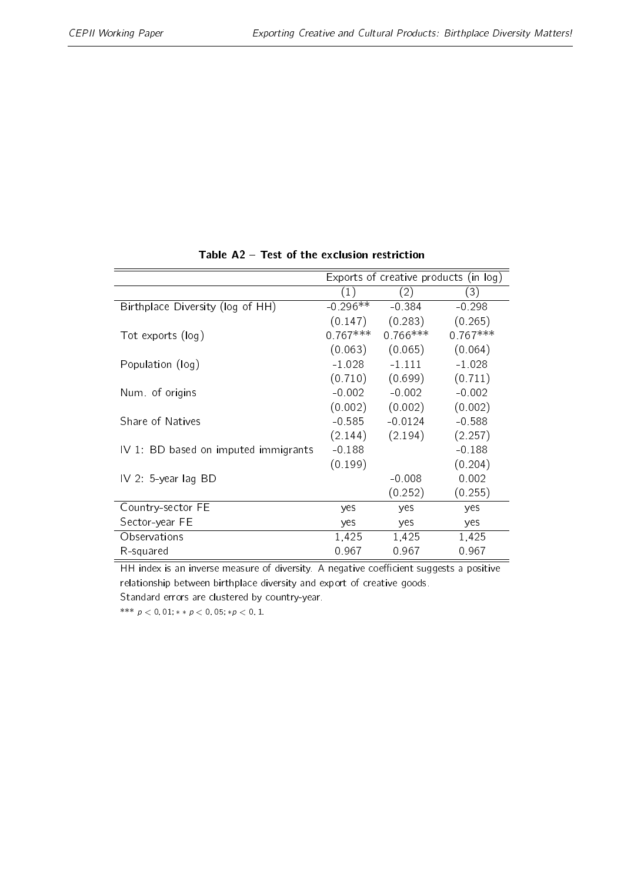**Table A2 – Test of the exclusion restriction**

| | Exports of creative products (in log) | | |
|---|---|---|---|
| | (1) | (2) | (3) |
| Birthplace Diversity (log of HH) | -0.296** | -0.384 | -0.298 |
| | (0.147) | (0.283) | (0.265) |
| Tot exports (log) | 0.767*** | 0.766*** | 0.767*** |
| | (0.063) | (0.065) | (0.064) |
| Population (log) | -1.028 | -1.111 | -1.028 |
| | (0.710) | (0.699) | (0.711) |
| Num. of origins | -0.002 | -0.002 | -0.002 |
| | (0.002) | (0.002) | (0.002) |
| Share of Natives | -0.585 | -0.0124 | -0.588 |
| | (2.144) | (2.194) | (2.257) |
| IV 1: BD based on imputed immigrants | -0.188 | | -0.188 |
| | (0.199) | | (0.204) |
| IV 2: 5-year lag BD | | -0.008 | 0.002 |
| | | (0.252) | (0.255) |
| Country-sector FE | yes | yes | yes |
| Sector-year FE | yes | yes | yes |
| Observations | 1,425 | 1,425 | 1,425 |
| R-squared | 0.967 | 0.967 | 0.967 |

HH index is an inverse measure of diversity. A negative coefficient suggests a positive relationship between birthplace diversity and export of creative goods.

Standard errors are clustered by country-year.

*** $p < 0.01$; ** $p < 0.05$; * $p < 0.1$.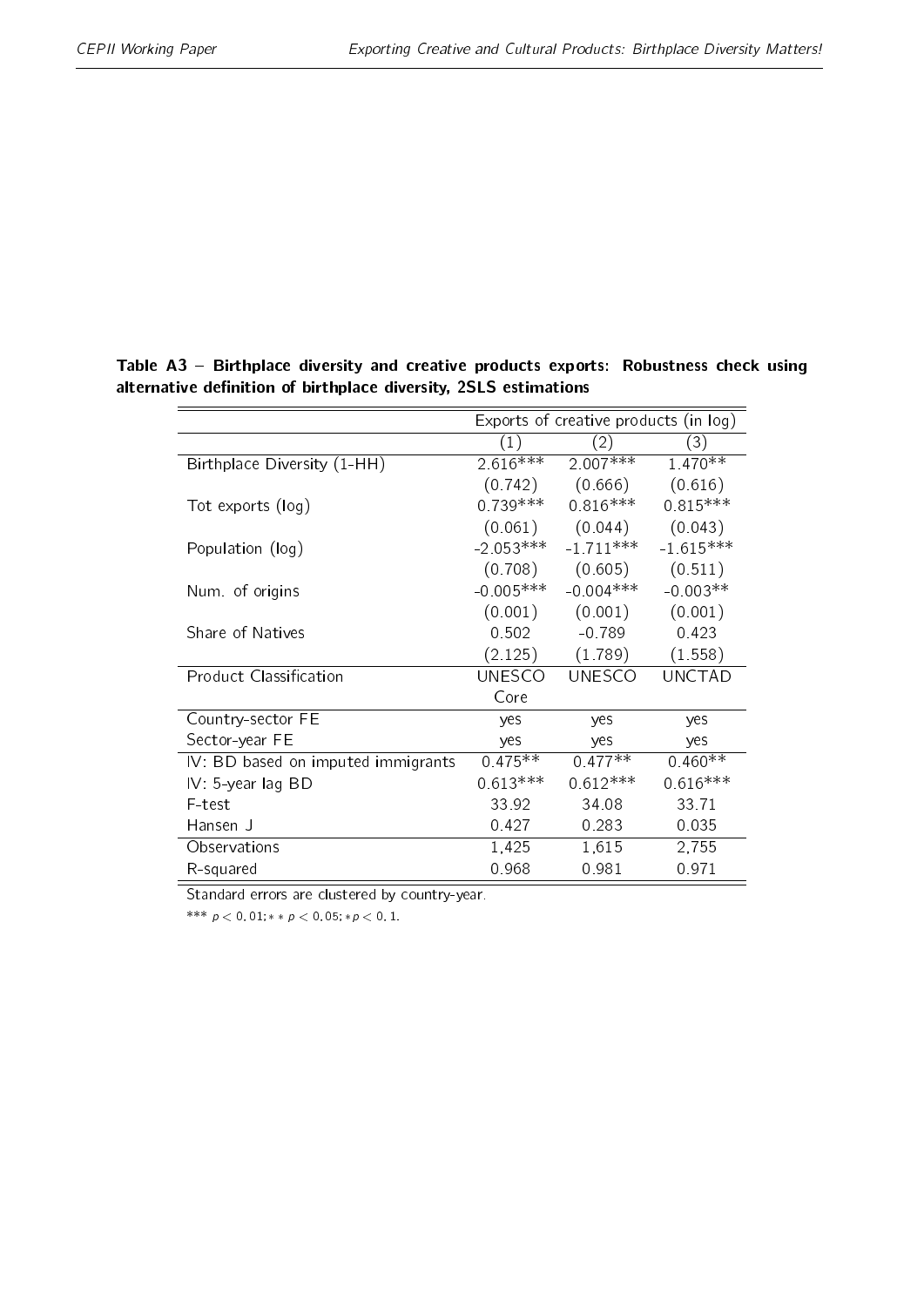**Table A3 – Birthplace diversity and creative products exports: Robustness check using alternative definition of birthplace diversity, 2SLS estimations**

| | Exports of creative products (in log) | | |
|---|---|---|---|
| | (1) | (2) | (3) |
| Birthplace Diversity (1-HH) | 2.616*** | 2.007*** | 1.470** |
| | (0.742) | (0.666) | (0.616) |
| Tot exports (log) | 0.739*** | 0.816*** | 0.815*** |
| | (0.061) | (0.044) | (0.043) |
| Population (log) | -2.053*** | -1.711*** | -1.615*** |
| | (0.708) | (0.605) | (0.511) |
| Num. of origins | -0.005*** | -0.004*** | -0.003** |
| | (0.001) | (0.001) | (0.001) |
| Share of Natives | 0.502 | -0.789 | 0.423 |
| | (2.125) | (1.789) | (1.558) |
| Product Classification | UNESCO Core | UNESCO | UNCTAD |
| Country-sector FE | yes | yes | yes |
| Sector-year FE | yes | yes | yes |
| IV: BD based on imputed immigrants | 0.475** | 0.477** | 0.460** |
| IV: 5-year lag BD | 0.613*** | 0.612*** | 0.616*** |
| F-test | 33.92 | 34.08 | 33.71 |
| Hansen J | 0.427 | 0.283 | 0.035 |
| Observations | 1,425 | 1,615 | 2,755 |
| R-squared | 0.968 | 0.981 | 0.971 |

Standard errors are clustered by country-year.

*** $p < 0.01$; ** $p < 0.05$; * $p < 0.1$.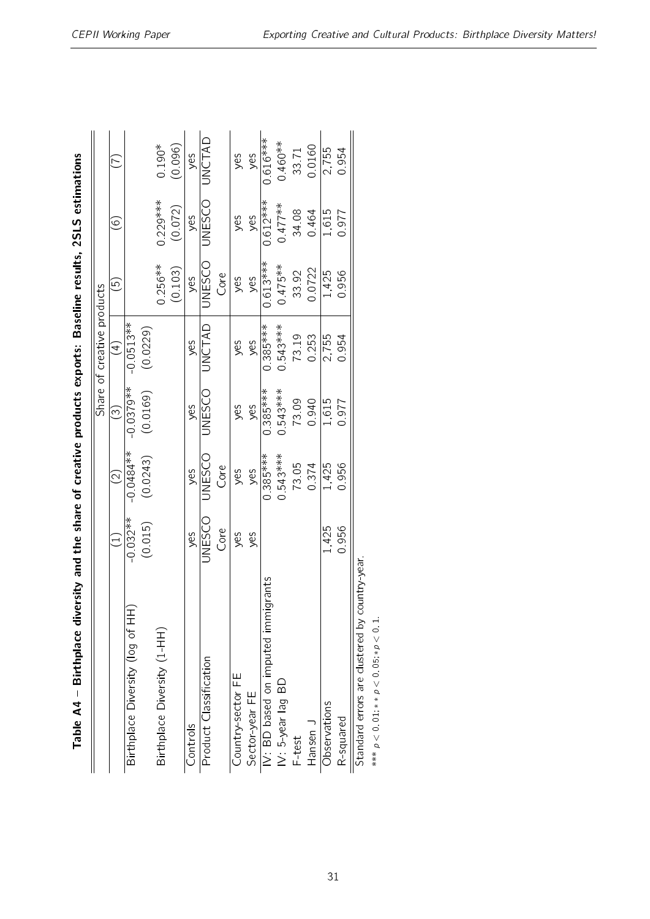**Table A4 – Birthplace diversity and the share of creative products exports: Baseline results, 2SLS estimations**

| | Share of creative products | | | | | | |
|---|---|---|---|---|---|---|---|
| | (1) | (2) | (3) | (4) | (5) | (6) | (7) |
| Birthplace Diversity (log of HH) | -0.032** | -0.0484** | -0.0379** | -0.0513** | | | |
| | (0.015) | (0.0243) | (0.0169) | (0.0229) | | | |
| Birthplace Diversity (1-HH) | | | | | 0.256** | 0.229*** | 0.190* |
| | | | | | (0.103) | (0.072) | (0.096) |
| Controls | yes | yes | yes | yes | yes | yes | yes |
| Product Classification | UNESCO Core | UNESCO Core | UNESCO | UNCTAD | UNESCO Core | UNESCO | UNCTAD |
| Country-sector FE | yes | yes | yes | yes | yes | yes | yes |
| Sector-year FE | yes | yes | yes | yes | yes | yes | yes |
| IV: BD based on imputed immigrants | | 0.385*** | 0.385*** | 0.385*** | 0.613*** | 0.612*** | 0.616*** |
| IV: 5-year lag BD | | 0.543*** | 0.543*** | 0.543*** | 0.475** | 0.477** | 0.460** |
| F-test | | 73.05 | 73.09 | 73.19 | 33.92 | 34.08 | 33.71 |
| Hansen J | | 0.374 | 0.940 | 0.253 | 0.0722 | 0.464 | 0.0160 |
| Observations | 1,425 | 1,425 | 1,615 | 2,755 | 1,425 | 1,615 | 2,755 |
| R-squared | 0.956 | 0.956 | 0.977 | 0.954 | 0.956 | 0.977 | 0.954 |

Standard errors are clustered by country-year.

*** $p < 0.01$; ** $p < 0.05$; * $p < 0.1$.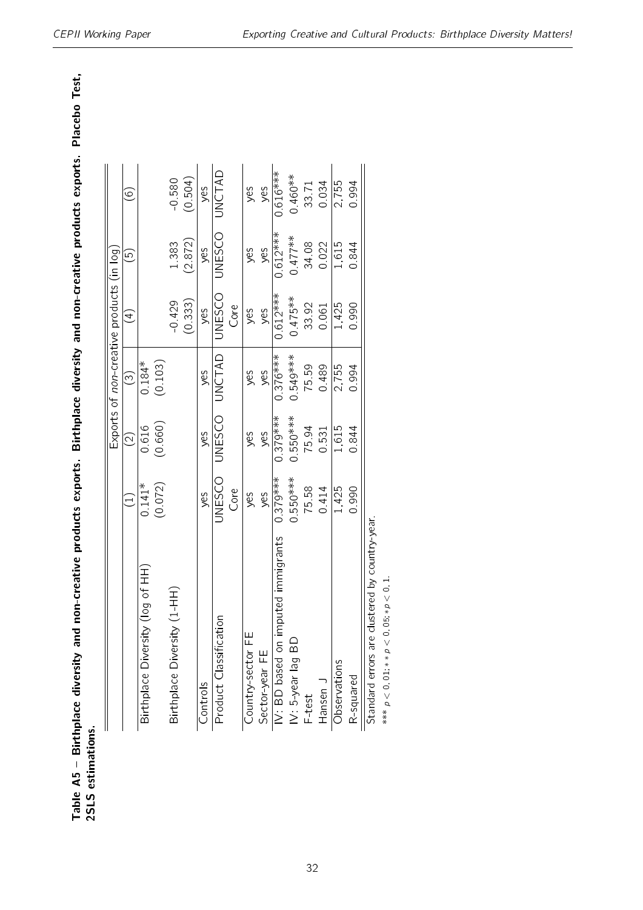**Table A5 – Birthplace diversity and non-creative products exports. Birthplace diversity and non-creative products exports. Placebo Test, 2SLS estimations.**

| | Exports of *non*-creative products (in log) | | | | | |
|---|---|---|---|---|---|---|
| | (1) | (2) | (3) | (4) | (5) | (6) |
| Birthplace Diversity (log of HH) | 0.141* | 0.616 | 0.184* | | | |
| | (0.072) | (0.660) | (0.103) | | | |
| Birthplace Diversity (1-HH) | | | | -0.429 | 1.383 | -0.580 |
| | | | | (0.333) | (2.872) | (0.504) |
| Controls | yes | yes | yes | yes | yes | yes |
| Product Classification | UNESCO Core | UNESCO | UNCTAD | UNESCO Core | UNESCO | UNCTAD |
| Country-sector FE | yes | yes | yes | yes | yes | yes |
| Sector-year FE | yes | yes | yes | yes | yes | yes |
| IV: BD based on imputed immigrants | 0.379*** | 0.379*** | 0.376*** | 0.612*** | 0.612*** | 0.616*** |
| IV: 5-year lag BD | 0.550*** | 0.550*** | 0.549*** | 0.475** | 0.477** | 0.460** |
| F-test | 75.58 | 75.94 | 75.59 | 33.92 | 34.08 | 33.71 |
| Hansen J | 0.414 | 0.531 | 0.489 | 0.061 | 0.022 | 0.034 |
| Observations | 1,425 | 1,615 | 2,755 | 1,425 | 1,615 | 2,755 |
| R-squared | 0.990 | 0.844 | 0.994 | 0.990 | 0.844 | 0.994 |

Standard errors are clustered by country-year.

*** $p < 0.01$; ** $p < 0.05$; * $p < 0.1$.